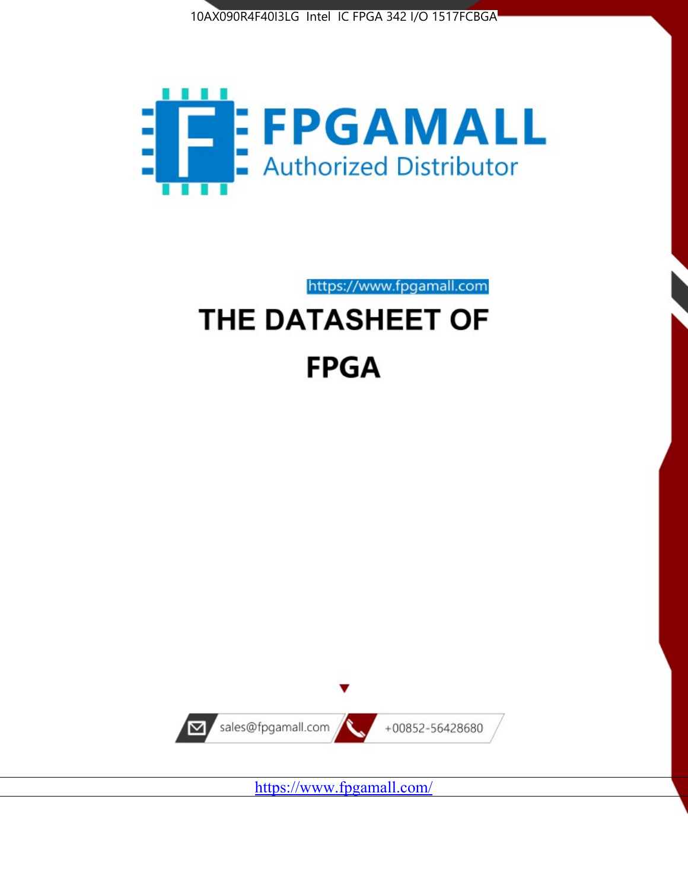10AX090R4F40I3LG Intel IC FPGA 342 I/O 1517FCBGA

FPGAMALL

Authorized Distributor

https://www.fpgamall.com

# THE DATASHEET OF

# FPGA

sales@fpgamall.com

+00852-56428680

https://www.fpgamall.com/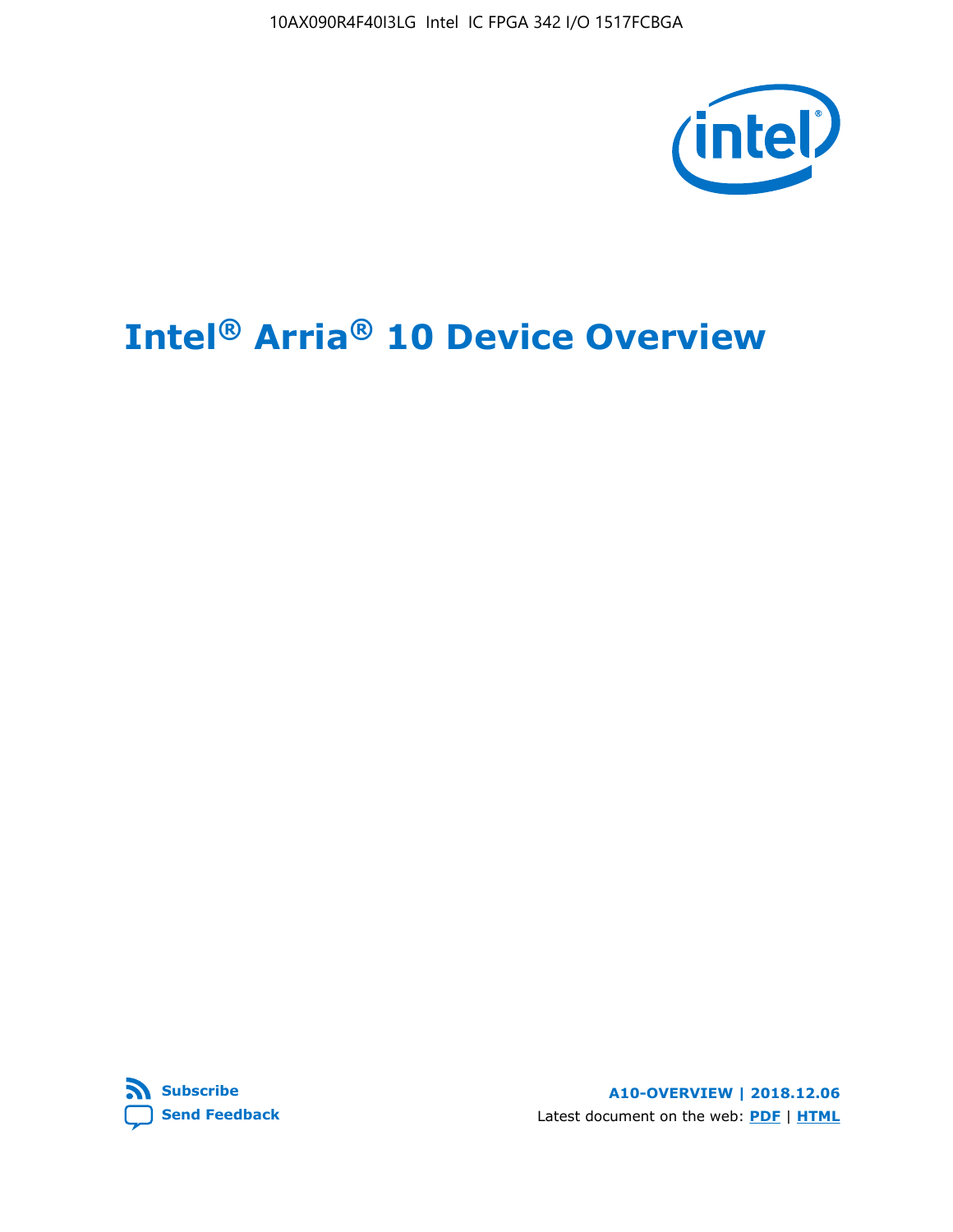# Intel® Arria® 10 Device Overview

**Subscribe**

**Send Feedback**

**A10-OVERVIEW | 2018.12.06**

Latest document on the web: **PDF** | **HTML**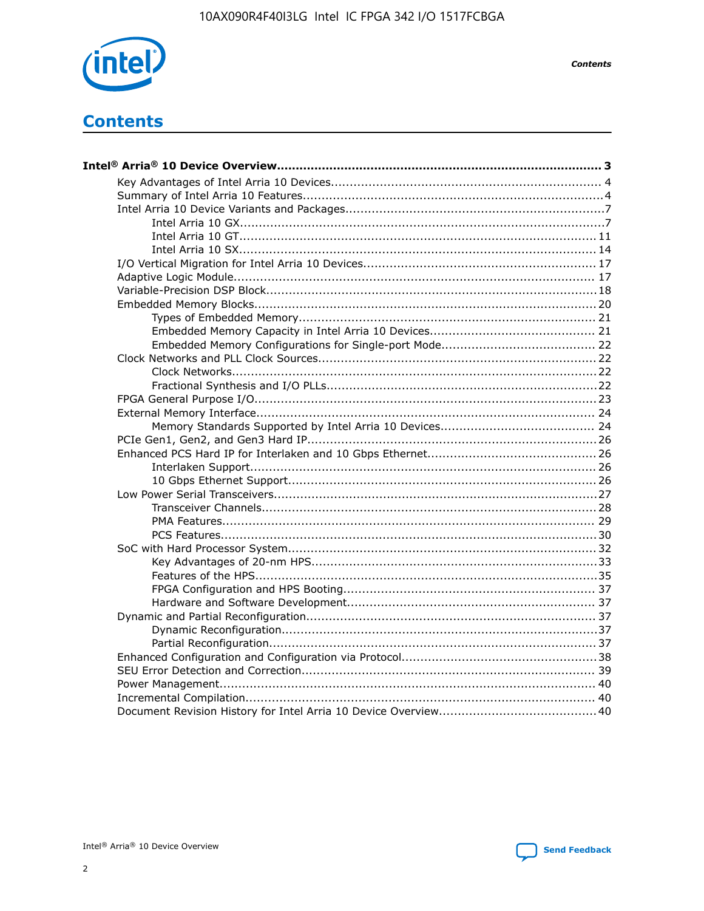# Contents

**Intel® Arria® 10 Device Overview....................................................................................... 3**

- Key Advantages of Intel Arria 10 Devices........................................................................ 4
- Summary of Intel Arria 10 Features................................................................................4
- Intel Arria 10 Device Variants and Packages.....................................................................7
  - Intel Arria 10 GX................................................................................................7
  - Intel Arria 10 GT............................................................................................... 11
  - Intel Arria 10 SX............................................................................................... 14
- I/O Vertical Migration for Intel Arria 10 Devices.............................................................. 17
- Adaptive Logic Module................................................................................................ 17
- Variable-Precision DSP Block........................................................................................18
- Embedded Memory Blocks........................................................................................... 20
  - Types of Embedded Memory............................................................................... 21
  - Embedded Memory Capacity in Intel Arria 10 Devices............................................ 21
  - Embedded Memory Configurations for Single-port Mode......................................... 22
- Clock Networks and PLL Clock Sources.......................................................................... 22
  - Clock Networks.................................................................................................22
  - Fractional Synthesis and I/O PLLs........................................................................22
- FPGA General Purpose I/O.......................................................................................... 23
- External Memory Interface.......................................................................................... 24
  - Memory Standards Supported by Intel Arria 10 Devices......................................... 24
- PCIe Gen1, Gen2, and Gen3 Hard IP.............................................................................26
- Enhanced PCS Hard IP for Interlaken and 10 Gbps Ethernet.............................................26
  - Interlaken Support............................................................................................ 26
  - 10 Gbps Ethernet Support.................................................................................. 26
- Low Power Serial Transceivers......................................................................................27
  - Transceiver Channels.........................................................................................28
  - PMA Features................................................................................................... 29
  - PCS Features....................................................................................................30
- SoC with Hard Processor System.................................................................................. 32
  - Key Advantages of 20-nm HPS............................................................................33
  - Features of the HPS...........................................................................................35
  - FPGA Configuration and HPS Booting................................................................... 37
  - Hardware and Software Development.................................................................. 37
- Dynamic and Partial Reconfiguration.............................................................................37
  - Dynamic Reconfiguration....................................................................................37
  - Partial Reconfiguration.......................................................................................37
- Enhanced Configuration and Configuration via Protocol....................................................38
- SEU Error Detection and Correction.............................................................................. 39
- Power Management.................................................................................................... 40
- Incremental Compilation............................................................................................. 40
- Document Revision History for Intel Arria 10 Device Overview..........................................40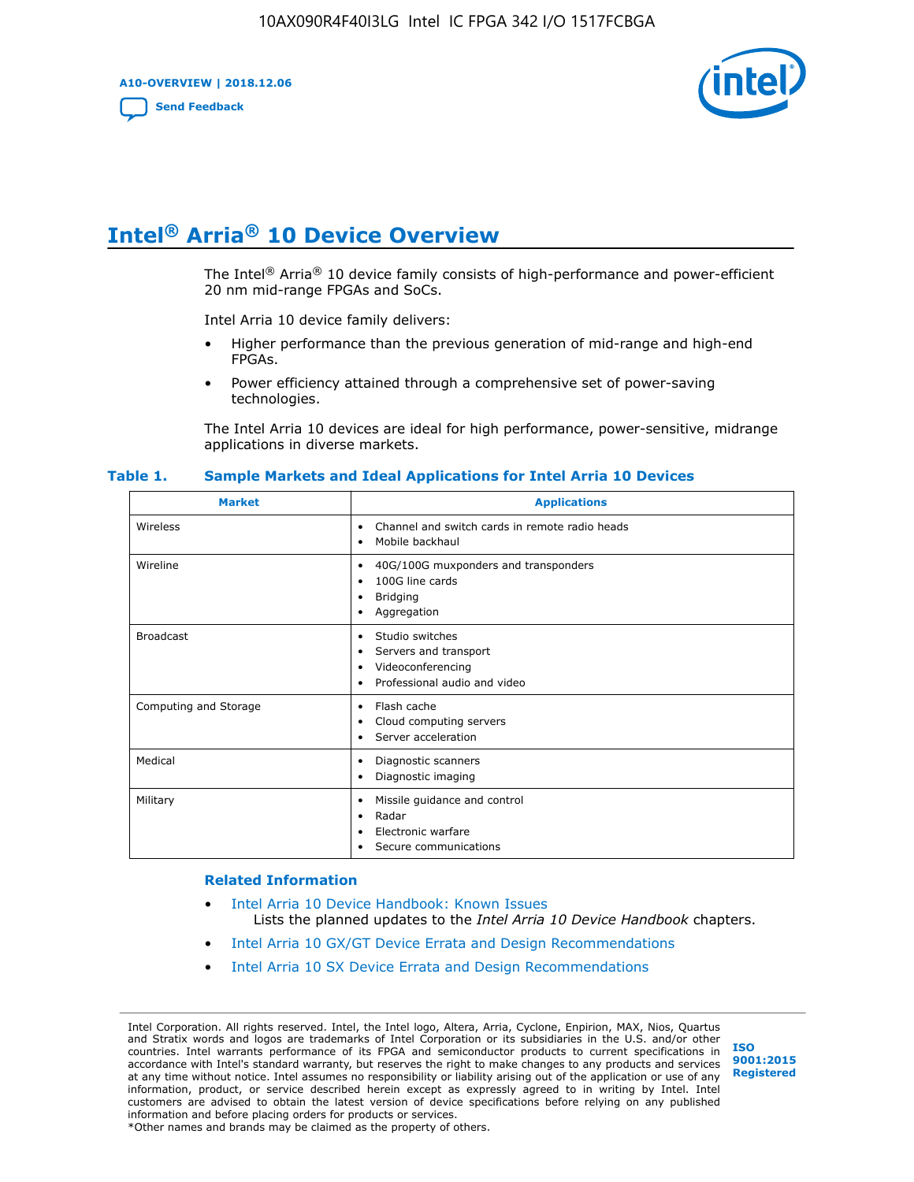# Intel® Arria® 10 Device Overview

The Intel® Arria® 10 device family consists of high-performance and power-efficient 20 nm mid-range FPGAs and SoCs.

Intel Arria 10 device family delivers:

- Higher performance than the previous generation of mid-range and high-end FPGAs.
- Power efficiency attained through a comprehensive set of power-saving technologies.

The Intel Arria 10 devices are ideal for high performance, power-sensitive, midrange applications in diverse markets.

**Table 1. Sample Markets and Ideal Applications for Intel Arria 10 Devices**

| Market | Applications |
|---|---|
| Wireless | • Channel and switch cards in remote radio heads<br>• Mobile backhaul |
| Wireline | • 40G/100G muxponders and transponders<br>• 100G line cards<br>• Bridging<br>• Aggregation |
| Broadcast | • Studio switches<br>• Servers and transport<br>• Videoconferencing<br>• Professional audio and video |
| Computing and Storage | • Flash cache<br>• Cloud computing servers<br>• Server acceleration |
| Medical | • Diagnostic scanners<br>• Diagnostic imaging |
| Military | • Missile guidance and control<br>• Radar<br>• Electronic warfare<br>• Secure communications |

### Related Information

- Intel Arria 10 Device Handbook: Known Issues
  Lists the planned updates to the *Intel Arria 10 Device Handbook* chapters.
- Intel Arria 10 GX/GT Device Errata and Design Recommendations
- Intel Arria 10 SX Device Errata and Design Recommendations

Intel Corporation. All rights reserved. Intel, the Intel logo, Altera, Arria, Cyclone, Enpirion, MAX, Nios, Quartus and Stratix words and logos are trademarks of Intel Corporation or its subsidiaries in the U.S. and/or other countries. Intel warrants performance of its FPGA and semiconductor products to current specifications in accordance with Intel's standard warranty, but reserves the right to make changes to any products and services at any time without notice. Intel assumes no responsibility or liability arising out of the application or use of any information, product, or service described herein except as expressly agreed to in writing by Intel. Intel customers are advised to obtain the latest version of device specifications before relying on any published information and before placing orders for products or services.
*Other names and brands may be claimed as the property of others.

ISO 9001:2015 Registered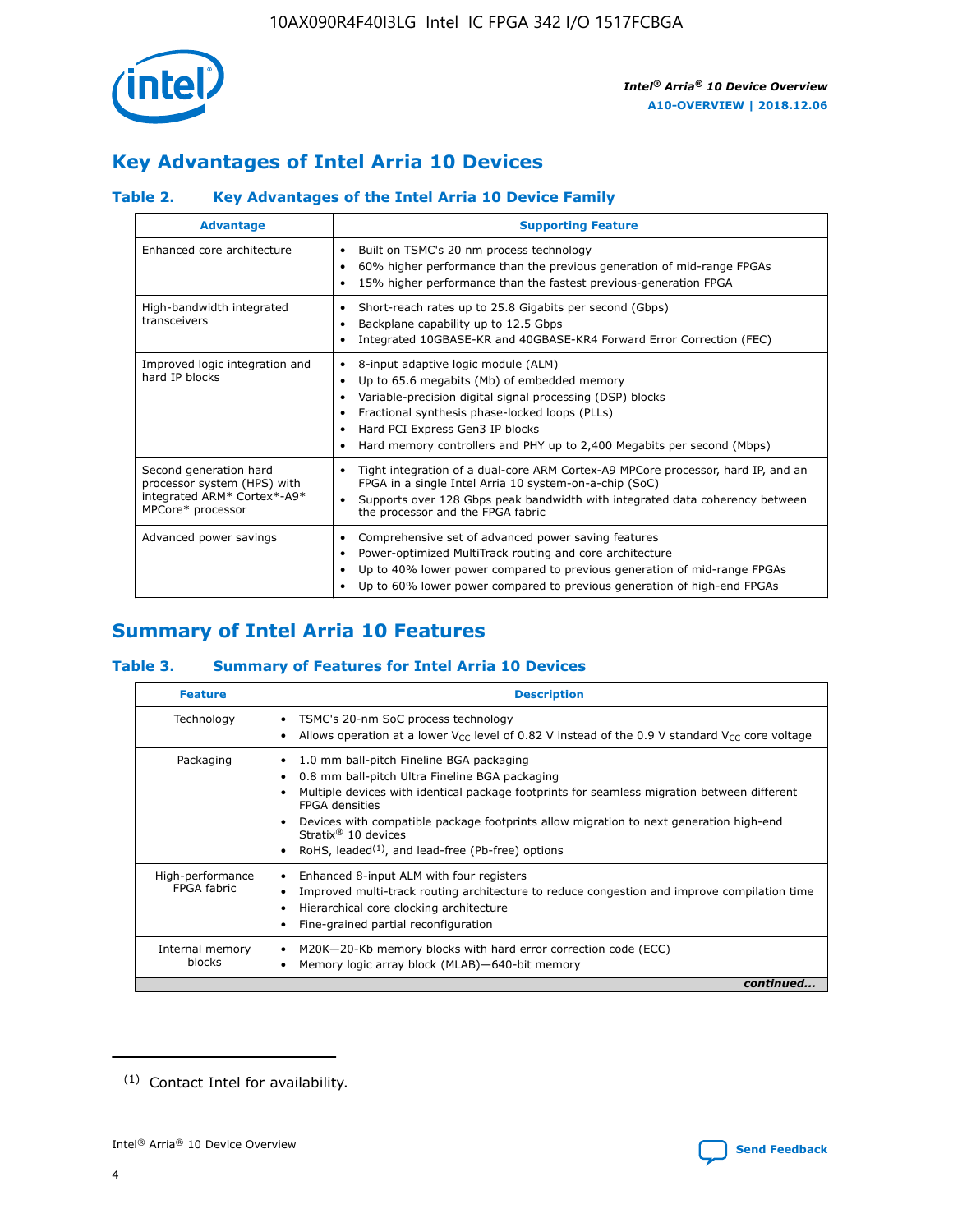## Key Advantages of Intel Arria 10 Devices

### Table 2. Key Advantages of the Intel Arria 10 Device Family

| Advantage | Supporting Feature |
| --- | --- |
| Enhanced core architecture | • Built on TSMC's 20 nm process technology<br>• 60% higher performance than the previous generation of mid-range FPGAs<br>• 15% higher performance than the fastest previous-generation FPGA |
| High-bandwidth integrated transceivers | • Short-reach rates up to 25.8 Gigabits per second (Gbps)<br>• Backplane capability up to 12.5 Gbps<br>• Integrated 10GBASE-KR and 40GBASE-KR4 Forward Error Correction (FEC) |
| Improved logic integration and hard IP blocks | • 8-input adaptive logic module (ALM)<br>• Up to 65.6 megabits (Mb) of embedded memory<br>• Variable-precision digital signal processing (DSP) blocks<br>• Fractional synthesis phase-locked loops (PLLs)<br>• Hard PCI Express Gen3 IP blocks<br>• Hard memory controllers and PHY up to 2,400 Megabits per second (Mbps) |
| Second generation hard processor system (HPS) with integrated ARM* Cortex*-A9* MPCore* processor | • Tight integration of a dual-core ARM Cortex-A9 MPCore processor, hard IP, and an FPGA in a single Intel Arria 10 system-on-a-chip (SoC)<br>• Supports over 128 Gbps peak bandwidth with integrated data coherency between the processor and the FPGA fabric |
| Advanced power savings | • Comprehensive set of advanced power saving features<br>• Power-optimized MultiTrack routing and core architecture<br>• Up to 40% lower power compared to previous generation of mid-range FPGAs<br>• Up to 60% lower power compared to previous generation of high-end FPGAs |

## Summary of Intel Arria 10 Features

### Table 3. Summary of Features for Intel Arria 10 Devices

| Feature | Description |
| --- | --- |
| Technology | • TSMC's 20-nm SoC process technology<br>• Allows operation at a lower $V_{CC}$ level of 0.82 V instead of the 0.9 V standard $V_{CC}$ core voltage |
| Packaging | • 1.0 mm ball-pitch Fineline BGA packaging<br>• 0.8 mm ball-pitch Ultra Fineline BGA packaging<br>• Multiple devices with identical package footprints for seamless migration between different FPGA densities<br>• Devices with compatible package footprints allow migration to next generation high-end Stratix® 10 devices<br>• RoHS, leaded[(1)], and lead-free (Pb-free) options |
| High-performance FPGA fabric | • Enhanced 8-input ALM with four registers<br>• Improved multi-track routing architecture to reduce congestion and improve compilation time<br>• Hierarchical core clocking architecture<br>• Fine-grained partial reconfiguration |
| Internal memory blocks | • M20K—20-Kb memory blocks with hard error correction code (ECC)<br>• Memory logic array block (MLAB)—640-bit memory |

*continued...*

(1) Contact Intel for availability.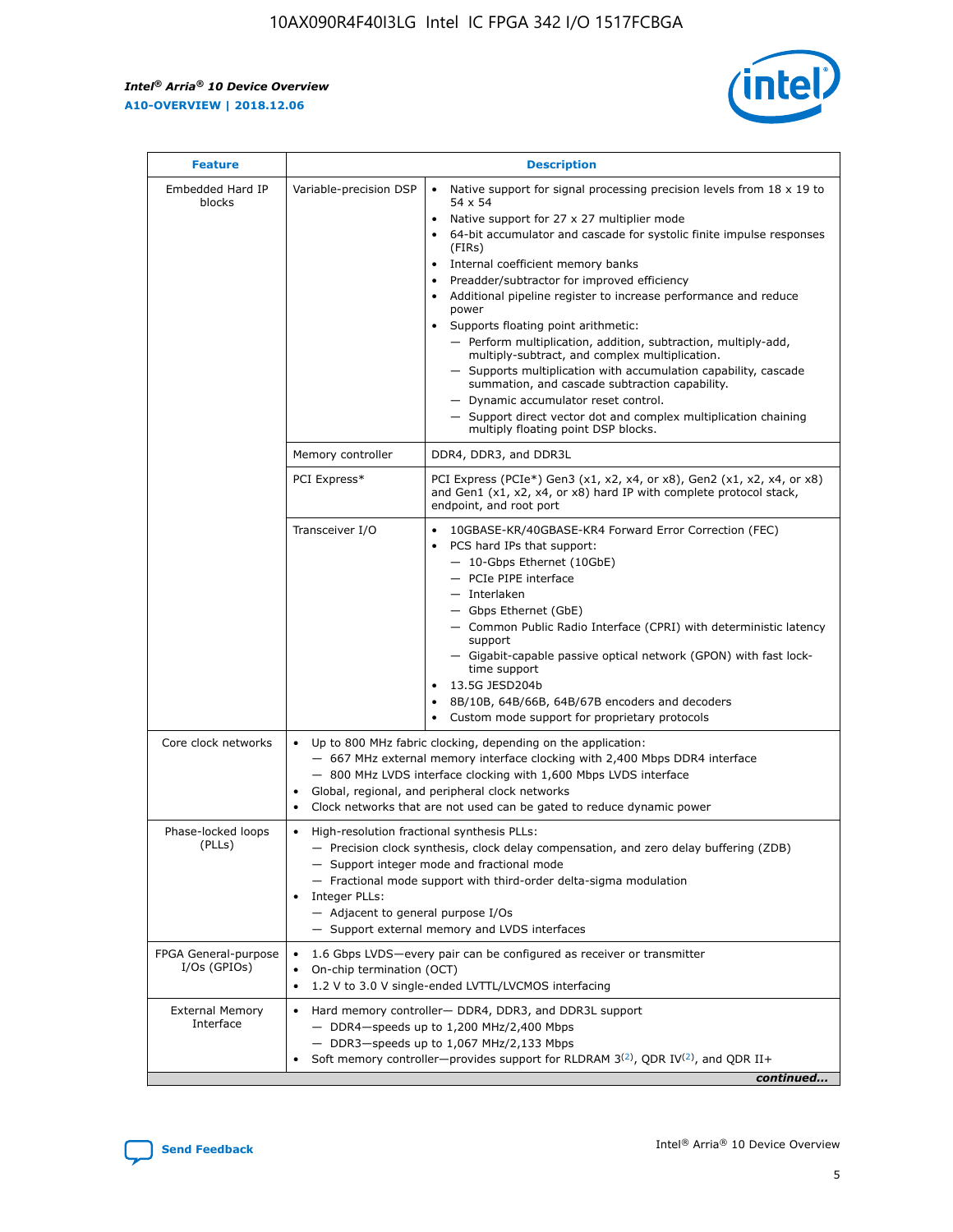| Feature | Description | |
|---|---|---|
| Embedded Hard IP blocks | Variable-precision DSP | • Native support for signal processing precision levels from 18 x 19 to 54 x 54<br>• Native support for 27 x 27 multiplier mode<br>• 64-bit accumulator and cascade for systolic finite impulse responses (FIRs)<br>• Internal coefficient memory banks<br>• Preadder/subtractor for improved efficiency<br>• Additional pipeline register to increase performance and reduce power<br>• Supports floating point arithmetic:<br>— Perform multiplication, addition, subtraction, multiply-add, multiply-subtract, and complex multiplication.<br>— Supports multiplication with accumulation capability, cascade summation, and cascade subtraction capability.<br>— Dynamic accumulator reset control.<br>— Support direct vector dot and complex multiplication chaining multiply floating point DSP blocks. |
| | Memory controller | DDR4, DDR3, and DDR3L |
| | PCI Express* | PCI Express (PCIe*) Gen3 (x1, x2, x4, or x8), Gen2 (x1, x2, x4, or x8) and Gen1 (x1, x2, x4, or x8) hard IP with complete protocol stack, endpoint, and root port |
| | Transceiver I/O | • 10GBASE-KR/40GBASE-KR4 Forward Error Correction (FEC)<br>• PCS hard IPs that support:<br>— 10-Gbps Ethernet (10GbE)<br>— PCIe PIPE interface<br>— Interlaken<br>— Gbps Ethernet (GbE)<br>— Common Public Radio Interface (CPRI) with deterministic latency support<br>— Gigabit-capable passive optical network (GPON) with fast lock-time support<br>• 13.5G JESD204b<br>• 8B/10B, 64B/66B, 64B/67B encoders and decoders<br>• Custom mode support for proprietary protocols |
| Core clock networks | • Up to 800 MHz fabric clocking, depending on the application:<br>— 667 MHz external memory interface clocking with 2,400 Mbps DDR4 interface<br>— 800 MHz LVDS interface clocking with 1,600 Mbps LVDS interface<br>• Global, regional, and peripheral clock networks<br>• Clock networks that are not used can be gated to reduce dynamic power | |
| Phase-locked loops (PLLs) | • High-resolution fractional synthesis PLLs:<br>— Precision clock synthesis, clock delay compensation, and zero delay buffering (ZDB)<br>— Support integer mode and fractional mode<br>— Fractional mode support with third-order delta-sigma modulation<br>• Integer PLLs:<br>— Adjacent to general purpose I/Os<br>— Support external memory and LVDS interfaces | |
| FPGA General-purpose I/Os (GPIOs) | • 1.6 Gbps LVDS—every pair can be configured as receiver or transmitter<br>• On-chip termination (OCT)<br>• 1.2 V to 3.0 V single-ended LVTTL/LVCMOS interfacing | |
| External Memory Interface | • Hard memory controller— DDR4, DDR3, and DDR3L support<br>— DDR4—speeds up to 1,200 MHz/2,400 Mbps<br>— DDR3—speeds up to 1,067 MHz/2,133 Mbps<br>• Soft memory controller—provides support for RLDRAM 3[(2)], QDR IV[(2)], and QDR II+ | |

*continued...*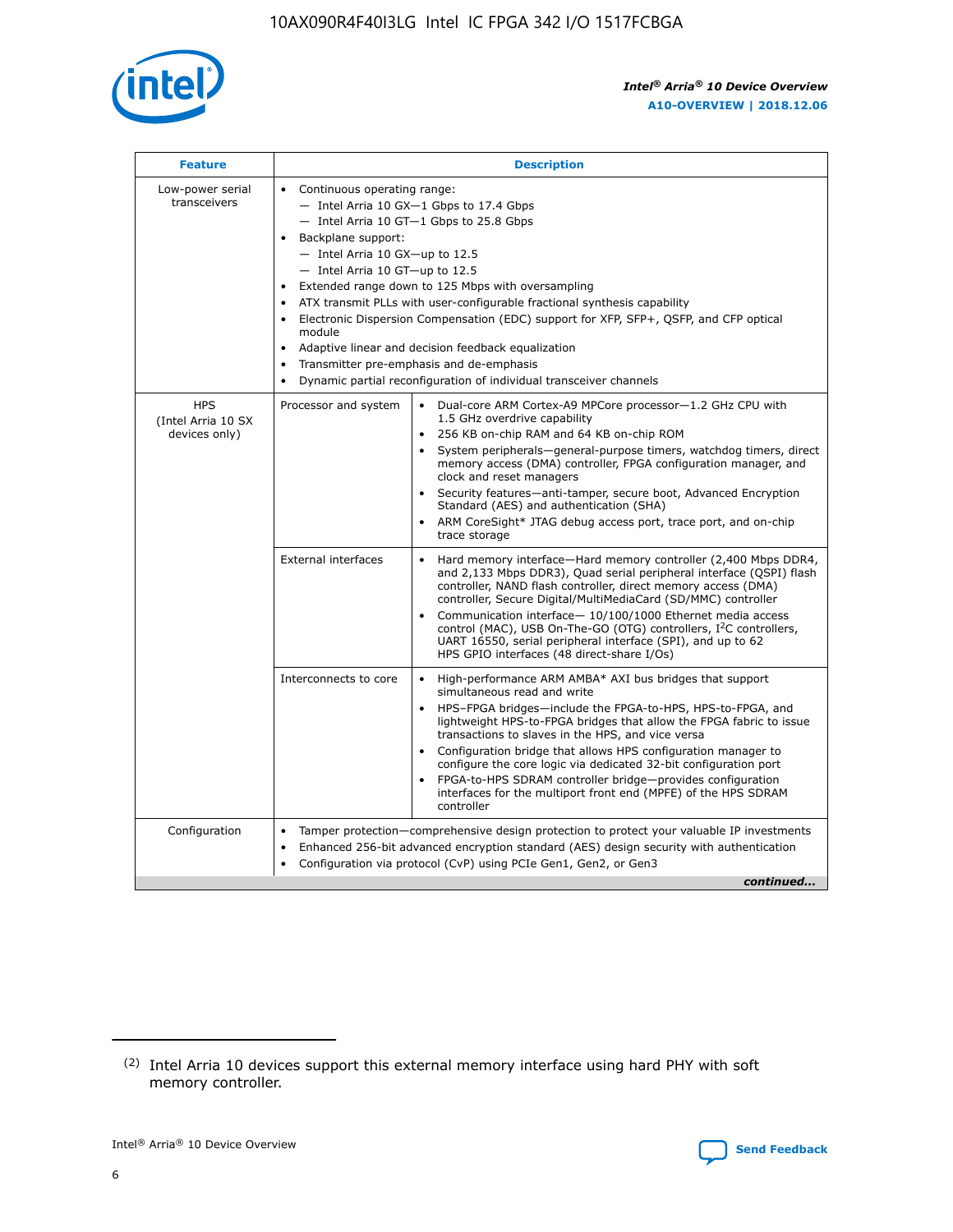| Feature | Description | |
|---|---|---|
| Low-power serial transceivers | • Continuous operating range:<br>— Intel Arria 10 GX—1 Gbps to 17.4 Gbps<br>— Intel Arria 10 GT—1 Gbps to 25.8 Gbps<br>• Backplane support:<br>— Intel Arria 10 GX—up to 12.5<br>— Intel Arria 10 GT—up to 12.5<br>• Extended range down to 125 Mbps with oversampling<br>• ATX transmit PLLs with user-configurable fractional synthesis capability<br>• Electronic Dispersion Compensation (EDC) support for XFP, SFP+, QSFP, and CFP optical module<br>• Adaptive linear and decision feedback equalization<br>• Transmitter pre-emphasis and de-emphasis<br>• Dynamic partial reconfiguration of individual transceiver channels | |
| HPS (Intel Arria 10 SX devices only) | Processor and system | • Dual-core ARM Cortex-A9 MPCore processor—1.2 GHz CPU with 1.5 GHz overdrive capability<br>• 256 KB on-chip RAM and 64 KB on-chip ROM<br>• System peripherals—general-purpose timers, watchdog timers, direct memory access (DMA) controller, FPGA configuration manager, and clock and reset managers<br>• Security features—anti-tamper, secure boot, Advanced Encryption Standard (AES) and authentication (SHA)<br>• ARM CoreSight* JTAG debug access port, trace port, and on-chip trace storage |
| | External interfaces | • Hard memory interface—Hard memory controller (2,400 Mbps DDR4, and 2,133 Mbps DDR3), Quad serial peripheral interface (QSPI) flash controller, NAND flash controller, direct memory access (DMA) controller, Secure Digital/MultiMediaCard (SD/MMC) controller<br>• Communication interface— 10/100/1000 Ethernet media access control (MAC), USB On-The-GO (OTG) controllers, I²C controllers, UART 16550, serial peripheral interface (SPI), and up to 62 HPS GPIO interfaces (48 direct-share I/Os) |
| | Interconnects to core | • High-performance ARM AMBA* AXI bus bridges that support simultaneous read and write<br>• HPS–FPGA bridges—include the FPGA-to-HPS, HPS-to-FPGA, and lightweight HPS-to-FPGA bridges that allow the FPGA fabric to issue transactions to slaves in the HPS, and vice versa<br>• Configuration bridge that allows HPS configuration manager to configure the core logic via dedicated 32-bit configuration port<br>• FPGA-to-HPS SDRAM controller bridge—provides configuration interfaces for the multiport front end (MPFE) of the HPS SDRAM controller |
| Configuration | • Tamper protection—comprehensive design protection to protect your valuable IP investments<br>• Enhanced 256-bit advanced encryption standard (AES) design security with authentication<br>• Configuration via protocol (CvP) using PCIe Gen1, Gen2, or Gen3 | |

*continued...*

(2) Intel Arria 10 devices support this external memory interface using hard PHY with soft memory controller.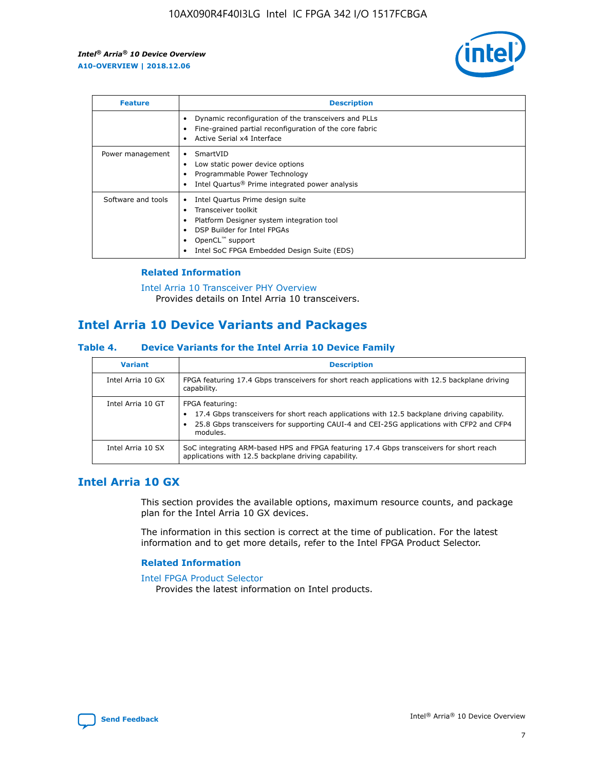| Feature | Description |
| --- | --- |
| | • Dynamic reconfiguration of the transceivers and PLLs<br>• Fine-grained partial reconfiguration of the core fabric<br>• Active Serial x4 Interface |
| Power management | • SmartVID<br>• Low static power device options<br>• Programmable Power Technology<br>• Intel Quartus® Prime integrated power analysis |
| Software and tools | • Intel Quartus Prime design suite<br>• Transceiver toolkit<br>• Platform Designer system integration tool<br>• DSP Builder for Intel FPGAs<br>• OpenCL™ support<br>• Intel SoC FPGA Embedded Design Suite (EDS) |

### Related Information

Intel Arria 10 Transceiver PHY Overview
Provides details on Intel Arria 10 transceivers.

## Intel Arria 10 Device Variants and Packages

### Table 4. Device Variants for the Intel Arria 10 Device Family

| Variant | Description |
| --- | --- |
| Intel Arria 10 GX | FPGA featuring 17.4 Gbps transceivers for short reach applications with 12.5 backplane driving capability. |
| Intel Arria 10 GT | FPGA featuring:<br>• 17.4 Gbps transceivers for short reach applications with 12.5 backplane driving capability.<br>• 25.8 Gbps transceivers for supporting CAUI-4 and CEI-25G applications with CFP2 and CFP4 modules. |
| Intel Arria 10 SX | SoC integrating ARM-based HPS and FPGA featuring 17.4 Gbps transceivers for short reach applications with 12.5 backplane driving capability. |

## Intel Arria 10 GX

This section provides the available options, maximum resource counts, and package plan for the Intel Arria 10 GX devices.

The information in this section is correct at the time of publication. For the latest information and to get more details, refer to the Intel FPGA Product Selector.

### Related Information

Intel FPGA Product Selector
Provides the latest information on Intel products.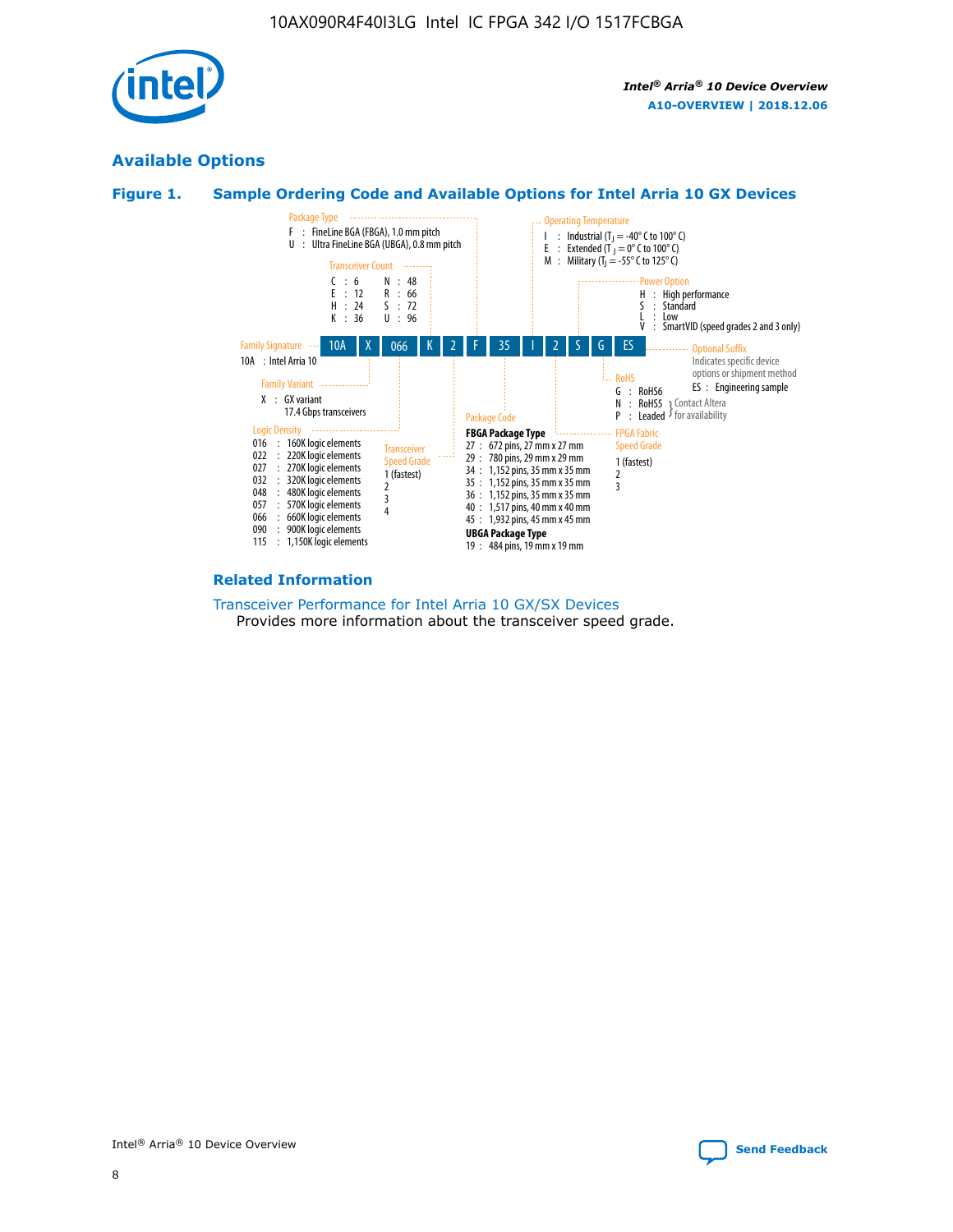## Available Options

### Figure 1. Sample Ordering Code and Available Options for Intel Arria 10 GX Devices

| 10A | X | 066 | K | 2 | F | 35 | I | 2 | S | G | ES |
|---|---|---|---|---|---|---|---|---|---|---|---|

**Family Signature**
10A : Intel Arria 10

**Family Variant**
X : GX variant
17.4 Gbps transceivers

**Logic Density**
016 : 160K logic elements
022 : 220K logic elements
027 : 270K logic elements
032 : 320K logic elements
048 : 480K logic elements
057 : 570K logic elements
066 : 660K logic elements
090 : 900K logic elements
115 : 1,150K logic elements

**Transceiver Count**
C : 6
E : 12
H : 24
K : 36
N : 48
R : 66
S : 72
U : 96

**Transceiver Speed Grade**
1 (fastest)
2
3
4

**Package Type**
F : FineLine BGA (FBGA), 1.0 mm pitch
U : Ultra FineLine BGA (UBGA), 0.8 mm pitch

**Package Code**

**FBGA Package Type**
27 : 672 pins, 27 mm x 27 mm
29 : 780 pins, 29 mm x 29 mm
34 : 1,152 pins, 35 mm x 35 mm
35 : 1,152 pins, 35 mm x 35 mm
36 : 1,152 pins, 35 mm x 35 mm
40 : 1,517 pins, 40 mm x 40 mm
45 : 1,932 pins, 45 mm x 45 mm

**UBGA Package Type**
19 : 484 pins, 19 mm x 19 mm

**Operating Temperature**
I : Industrial ($T_J$ = -40° C to 100° C)
E : Extended ($T_J$ = 0° C to 100° C)
M : Military ($T_J$ = -55° C to 125° C)

**FPGA Fabric Speed Grade**
1 (fastest)
2
3

**Power Option**
H : High performance
S : Standard
L : Low
V : SmartVID (speed grades 2 and 3 only)

**RoHS**
G : RoHS6
N : RoHS5 (Contact Altera for availability)
P : Leaded (Contact Altera for availability)

**Optional Suffix**
Indicates specific device options or shipment method
ES : Engineering sample

### Related Information

Transceiver Performance for Intel Arria 10 GX/SX Devices
Provides more information about the transceiver speed grade.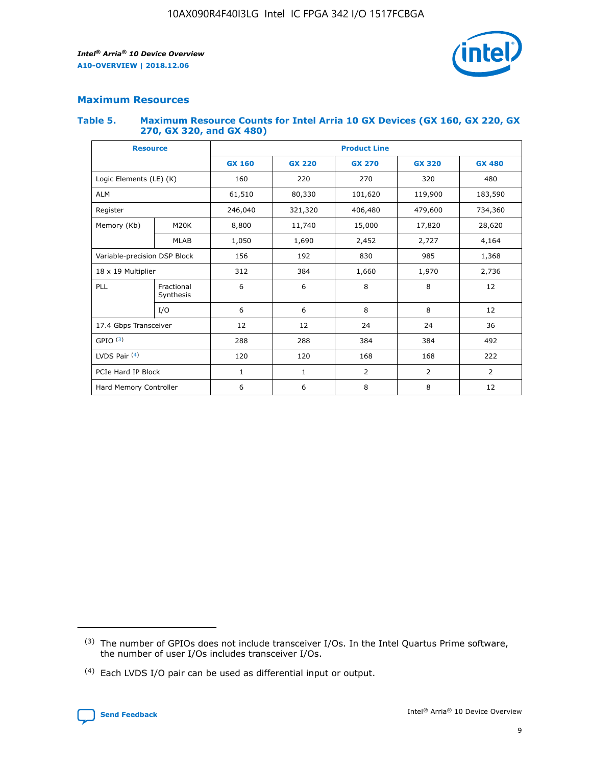## Maximum Resources

### Table 5. Maximum Resource Counts for Intel Arria 10 GX Devices (GX 160, GX 220, GX 270, GX 320, and GX 480)

| Resource | | Product Line | | | | |
|---|---|---|---|---|---|---|
| | | GX 160 | GX 220 | GX 270 | GX 320 | GX 480 |
| Logic Elements (LE) (K) | | 160 | 220 | 270 | 320 | 480 |
| ALM | | 61,510 | 80,330 | 101,620 | 119,900 | 183,590 |
| Register | | 246,040 | 321,320 | 406,480 | 479,600 | 734,360 |
| Memory (Kb) | M20K | 8,800 | 11,740 | 15,000 | 17,820 | 28,620 |
| | MLAB | 1,050 | 1,690 | 2,452 | 2,727 | 4,164 |
| Variable-precision DSP Block | | 156 | 192 | 830 | 985 | 1,368 |
| 18 x 19 Multiplier | | 312 | 384 | 1,660 | 1,970 | 2,736 |
| PLL | Fractional Synthesis | 6 | 6 | 8 | 8 | 12 |
| | I/O | 6 | 6 | 8 | 8 | 12 |
| 17.4 Gbps Transceiver | | 12 | 12 | 24 | 24 | 36 |
| GPIO [3] | | 288 | 288 | 384 | 384 | 492 |
| LVDS Pair [4] | | 120 | 120 | 168 | 168 | 222 |
| PCIe Hard IP Block | | 1 | 1 | 2 | 2 | 2 |
| Hard Memory Controller | | 6 | 6 | 8 | 8 | 12 |

(3) The number of GPIOs does not include transceiver I/Os. In the Intel Quartus Prime software, the number of user I/Os includes transceiver I/Os.

(4) Each LVDS I/O pair can be used as differential input or output.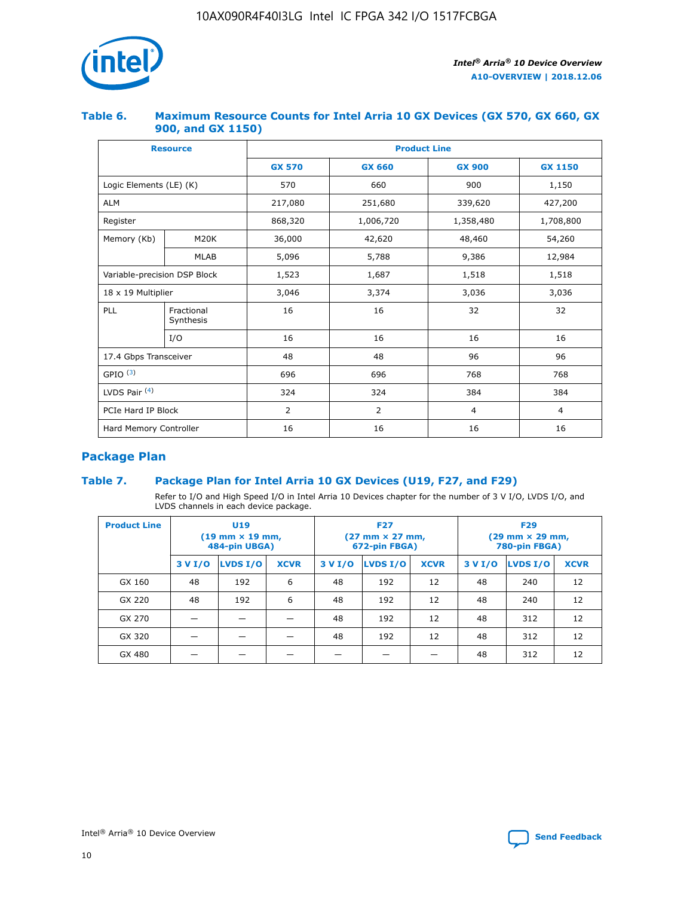## Table 6. Maximum Resource Counts for Intel Arria 10 GX Devices (GX 570, GX 660, GX 900, and GX 1150)

| Resource | | Product Line | | | |
|---|---|---|---|---|---|
| | | GX 570 | GX 660 | GX 900 | GX 1150 |
| Logic Elements (LE) (K) | | 570 | 660 | 900 | 1,150 |
| ALM | | 217,080 | 251,680 | 339,620 | 427,200 |
| Register | | 868,320 | 1,006,720 | 1,358,480 | 1,708,800 |
| Memory (Kb) | M20K | 36,000 | 42,620 | 48,460 | 54,260 |
| | MLAB | 5,096 | 5,788 | 9,386 | 12,984 |
| Variable-precision DSP Block | | 1,523 | 1,687 | 1,518 | 1,518 |
| 18 x 19 Multiplier | | 3,046 | 3,374 | 3,036 | 3,036 |
| PLL | Fractional Synthesis | 16 | 16 | 32 | 32 |
| | I/O | 16 | 16 | 16 | 16 |
| 17.4 Gbps Transceiver | | 48 | 48 | 96 | 96 |
| GPIO [(3)] | | 696 | 696 | 768 | 768 |
| LVDS Pair [(4)] | | 324 | 324 | 384 | 384 |
| PCIe Hard IP Block | | 2 | 2 | 4 | 4 |
| Hard Memory Controller | | 16 | 16 | 16 | 16 |

## Package Plan

### Table 7. Package Plan for Intel Arria 10 GX Devices (U19, F27, and F29)

Refer to I/O and High Speed I/O in Intel Arria 10 Devices chapter for the number of 3 V I/O, LVDS I/O, and LVDS channels in each device package.

| Product Line | U19 (19 mm × 19 mm, 484-pin UBGA) | | | F27 (27 mm × 27 mm, 672-pin FBGA) | | | F29 (29 mm × 29 mm, 780-pin FBGA) | | |
|---|---|---|---|---|---|---|---|---|---|
| | 3 V I/O | LVDS I/O | XCVR | 3 V I/O | LVDS I/O | XCVR | 3 V I/O | LVDS I/O | XCVR |
| GX 160 | 48 | 192 | 6 | 48 | 192 | 12 | 48 | 240 | 12 |
| GX 220 | 48 | 192 | 6 | 48 | 192 | 12 | 48 | 240 | 12 |
| GX 270 | — | — | — | 48 | 192 | 12 | 48 | 312 | 12 |
| GX 320 | — | — | — | 48 | 192 | 12 | 48 | 312 | 12 |
| GX 480 | — | — | — | — | — | — | 48 | 312 | 12 |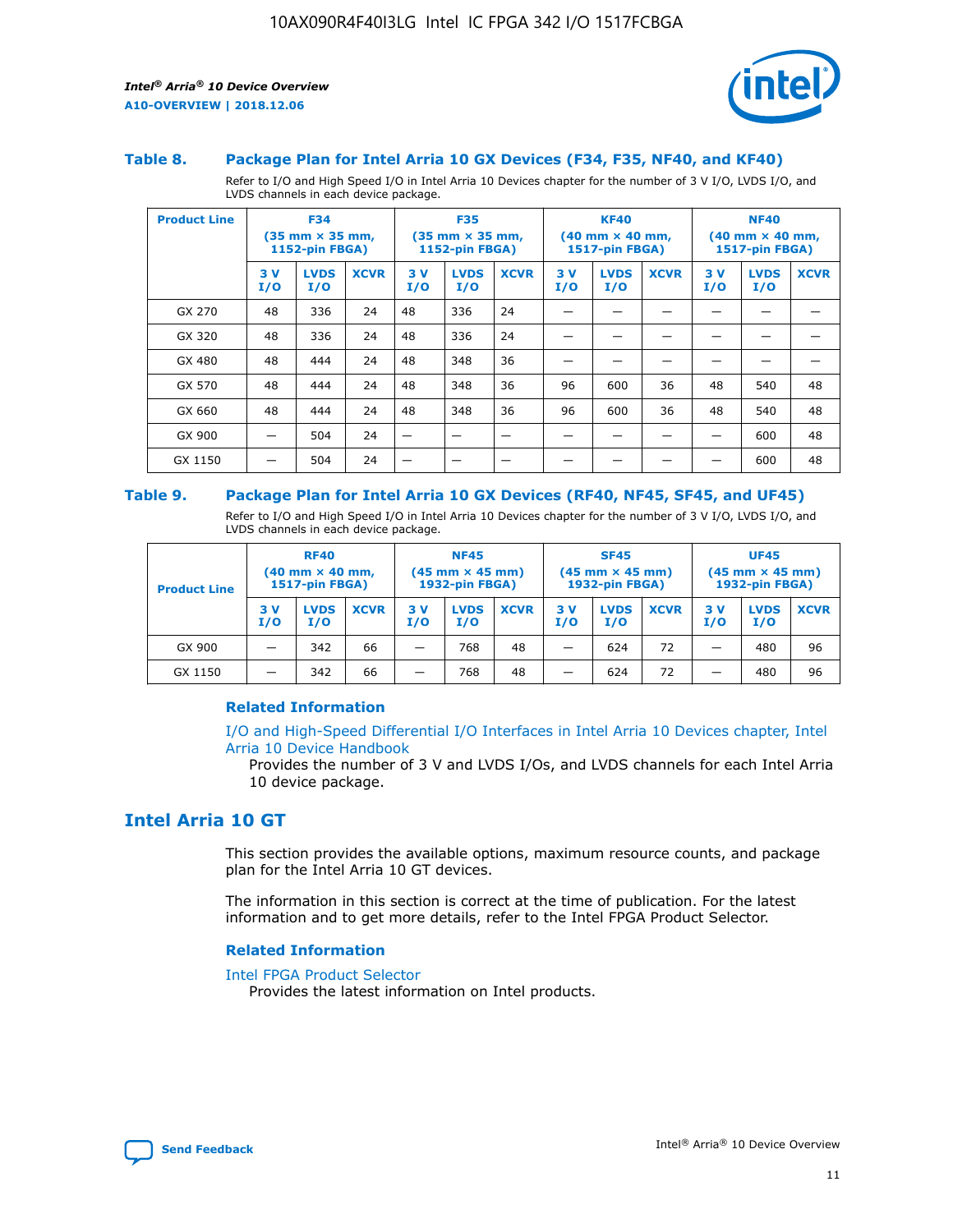### Table 8. Package Plan for Intel Arria 10 GX Devices (F34, F35, NF40, and KF40)

Refer to I/O and High Speed I/O in Intel Arria 10 Devices chapter for the number of 3 V I/O, LVDS I/O, and LVDS channels in each device package.

| Product Line | F34 (35 mm × 35 mm, 1152-pin FBGA) | | | F35 (35 mm × 35 mm, 1152-pin FBGA) | | | KF40 (40 mm × 40 mm, 1517-pin FBGA) | | | NF40 (40 mm × 40 mm, 1517-pin FBGA) | | |
|---|---|---|---|---|---|---|---|---|---|---|---|---|
| | 3 V I/O | LVDS I/O | XCVR | 3 V I/O | LVDS I/O | XCVR | 3 V I/O | LVDS I/O | XCVR | 3 V I/O | LVDS I/O | XCVR |
| GX 270 | 48 | 336 | 24 | 48 | 336 | 24 | — | — | — | — | — | — |
| GX 320 | 48 | 336 | 24 | 48 | 336 | 24 | — | — | — | — | — | — |
| GX 480 | 48 | 444 | 24 | 48 | 348 | 36 | — | — | — | — | — | — |
| GX 570 | 48 | 444 | 24 | 48 | 348 | 36 | 96 | 600 | 36 | 48 | 540 | 48 |
| GX 660 | 48 | 444 | 24 | 48 | 348 | 36 | 96 | 600 | 36 | 48 | 540 | 48 |
| GX 900 | — | 504 | 24 | — | — | — | — | — | — | — | 600 | 48 |
| GX 1150 | — | 504 | 24 | — | — | — | — | — | — | — | 600 | 48 |

### Table 9. Package Plan for Intel Arria 10 GX Devices (RF40, NF45, SF45, and UF45)

Refer to I/O and High Speed I/O in Intel Arria 10 Devices chapter for the number of 3 V I/O, LVDS I/O, and LVDS channels in each device package.

| Product Line | RF40 (40 mm × 40 mm, 1517-pin FBGA) | | | NF45 (45 mm × 45 mm) 1932-pin FBGA) | | | SF45 (45 mm × 45 mm) 1932-pin FBGA) | | | UF45 (45 mm × 45 mm) 1932-pin FBGA) | | |
|---|---|---|---|---|---|---|---|---|---|---|---|---|
| | 3 V I/O | LVDS I/O | XCVR | 3 V I/O | LVDS I/O | XCVR | 3 V I/O | LVDS I/O | XCVR | 3 V I/O | LVDS I/O | XCVR |
| GX 900 | — | 342 | 66 | — | 768 | 48 | — | 624 | 72 | — | 480 | 96 |
| GX 1150 | — | 342 | 66 | — | 768 | 48 | — | 624 | 72 | — | 480 | 96 |

#### Related Information

I/O and High-Speed Differential I/O Interfaces in Intel Arria 10 Devices chapter, Intel Arria 10 Device Handbook

Provides the number of 3 V and LVDS I/Os, and LVDS channels for each Intel Arria 10 device package.

## Intel Arria 10 GT

This section provides the available options, maximum resource counts, and package plan for the Intel Arria 10 GT devices.

The information in this section is correct at the time of publication. For the latest information and to get more details, refer to the Intel FPGA Product Selector.

#### Related Information

Intel FPGA Product Selector

Provides the latest information on Intel products.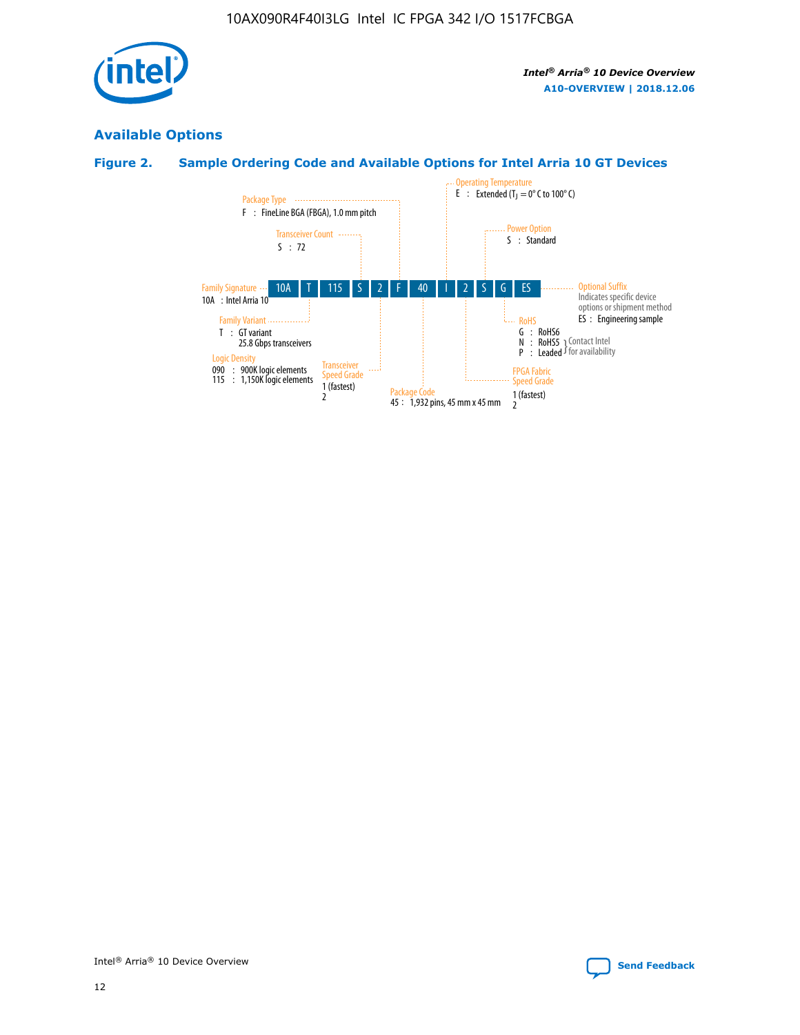## Available Options

### Figure 2. Sample Ordering Code and Available Options for Intel Arria 10 GT Devices

10A | T | 115 | S | 2 | F | 40 | I | 2 | S | G | ES

- **Family Signature**
  - 10A : Intel Arria 10
- **Family Variant**
  - T : GT variant, 25.8 Gbps transceivers
- **Logic Density**
  - 090 : 900K logic elements
  - 115 : 1,150K logic elements
- **Transceiver Count**
  - S : 72
- **Transceiver Speed Grade**
  - 1 (fastest)
  - 2
- **Package Type**
  - F : FineLine BGA (FBGA), 1.0 mm pitch
- **Package Code**
  - 45 : 1,932 pins, 45 mm x 45 mm
- **Operating Temperature**
  - E : Extended ($T_J$ = 0° C to 100° C)
- **FPGA Fabric Speed Grade**
  - 1 (fastest)
  - 2
- **Power Option**
  - S : Standard
- **RoHS**
  - G : RoHS6
  - N : RoHS5 (Contact Intel for availability)
  - P : Leaded (Contact Intel for availability)
- **Optional Suffix**
  - Indicates specific device options or shipment method
  - ES : Engineering sample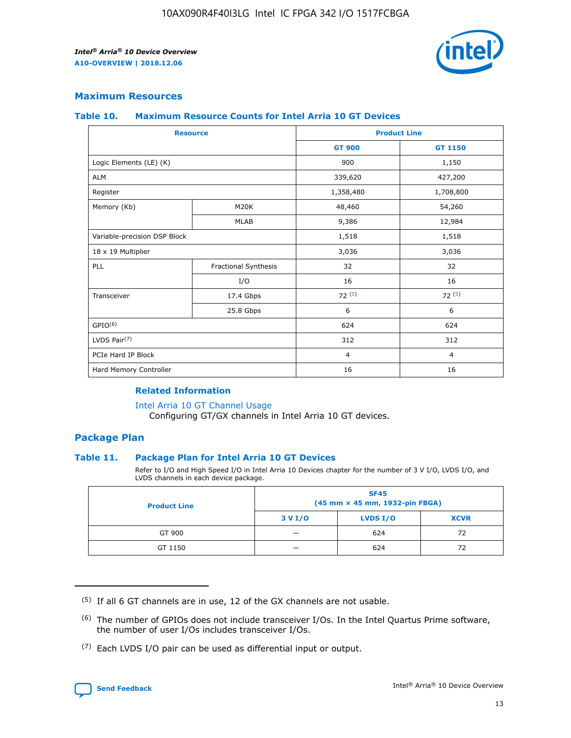## Maximum Resources

### Table 10. Maximum Resource Counts for Intel Arria 10 GT Devices

| Resource | | Product Line | |
|---|---|---|---|
| | | GT 900 | GT 1150 |
| Logic Elements (LE) (K) | | 900 | 1,150 |
| ALM | | 339,620 | 427,200 |
| Register | | 1,358,480 | 1,708,800 |
| Memory (Kb) | M20K | 48,460 | 54,260 |
| | MLAB | 9,386 | 12,984 |
| Variable-precision DSP Block | | 1,518 | 1,518 |
| 18 x 19 Multiplier | | 3,036 | 3,036 |
| PLL | Fractional Synthesis | 32 | 32 |
| | I/O | 16 | 16 |
| Transceiver | 17.4 Gbps | 72 [(5)] | 72 [(5)] |
| | 25.8 Gbps | 6 | 6 |
| GPIO[(6)] | | 624 | 624 |
| LVDS Pair[(7)] | | 312 | 312 |
| PCIe Hard IP Block | | 4 | 4 |
| Hard Memory Controller | | 16 | 16 |

#### Related Information

Intel Arria 10 GT Channel Usage
Configuring GT/GX channels in Intel Arria 10 GT devices.

## Package Plan

### Table 11. Package Plan for Intel Arria 10 GT Devices

Refer to I/O and High Speed I/O in Intel Arria 10 Devices chapter for the number of 3 V I/O, LVDS I/O, and LVDS channels in each device package.

| Product Line | SF45 (45 mm × 45 mm, 1932-pin FBGA) | | |
|---|---|---|---|
| | 3 V I/O | LVDS I/O | XCVR |
| GT 900 | — | 624 | 72 |
| GT 1150 | — | 624 | 72 |

(5) If all 6 GT channels are in use, 12 of the GX channels are not usable.

(6) The number of GPIOs does not include transceiver I/Os. In the Intel Quartus Prime software, the number of user I/Os includes transceiver I/Os.

(7) Each LVDS I/O pair can be used as differential input or output.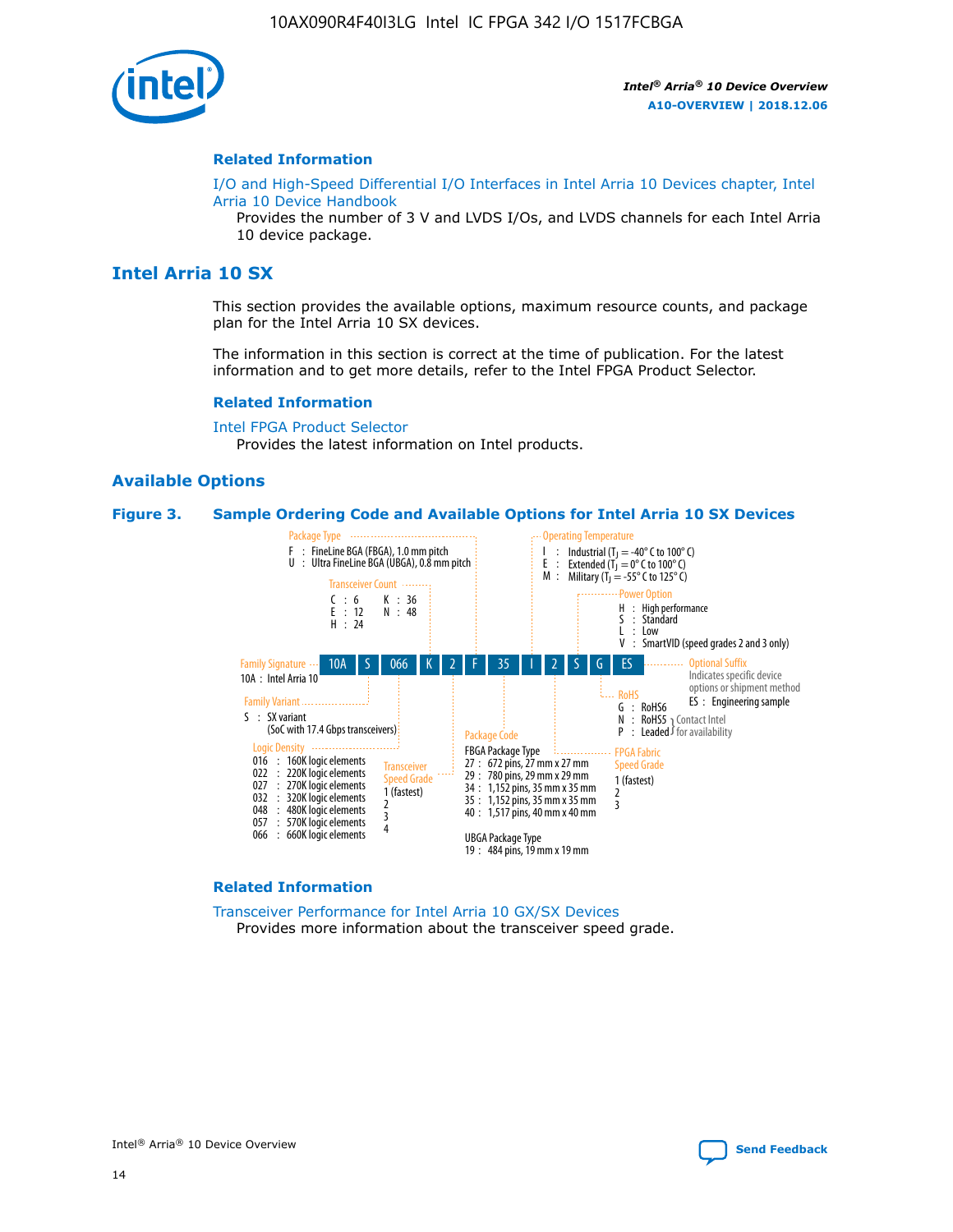### Related Information

I/O and High-Speed Differential I/O Interfaces in Intel Arria 10 Devices chapter, Intel Arria 10 Device Handbook

Provides the number of 3 V and LVDS I/Os, and LVDS channels for each Intel Arria 10 device package.

## Intel Arria 10 SX

This section provides the available options, maximum resource counts, and package plan for the Intel Arria 10 SX devices.

The information in this section is correct at the time of publication. For the latest information and to get more details, refer to the Intel FPGA Product Selector.

### Related Information

Intel FPGA Product Selector

Provides the latest information on Intel products.

### Available Options

**Figure 3. Sample Ordering Code and Available Options for Intel Arria 10 SX Devices**

Sample ordering code: 10A S 066 K 2 F 35 I 2 S G ES

- **Family Signature**
  - 10A : Intel Arria 10
- **Family Variant**
  - S : SX variant (SoC with 17.4 Gbps transceivers)
- **Logic Density**
  - 016 : 160K logic elements
  - 022 : 220K logic elements
  - 027 : 270K logic elements
  - 032 : 320K logic elements
  - 048 : 480K logic elements
  - 057 : 570K logic elements
  - 066 : 660K logic elements
- **Transceiver Count**
  - C : 6
  - E : 12
  - H : 24
  - K : 36
  - N : 48
- **Transceiver Speed Grade**
  - 1 (fastest)
  - 2
  - 3
  - 4
- **Package Type**
  - F : FineLine BGA (FBGA), 1.0 mm pitch
  - U : Ultra FineLine BGA (UBGA), 0.8 mm pitch
- **Package Code**
  - FBGA Package Type
    - 27 : 672 pins, 27 mm x 27 mm
    - 29 : 780 pins, 29 mm x 29 mm
    - 34 : 1,152 pins, 35 mm x 35 mm
    - 35 : 1,152 pins, 35 mm x 35 mm
    - 40 : 1,517 pins, 40 mm x 40 mm
  - UBGA Package Type
    - 19 : 484 pins, 19 mm x 19 mm
- **Operating Temperature**
  - I : Industrial ($T_J$ = -40° C to 100° C)
  - E : Extended ($T_J$ = 0° C to 100° C)
  - M : Military ($T_J$ = -55° C to 125° C)
- **FPGA Fabric Speed Grade**
  - 1 (fastest)
  - 2
  - 3
- **Power Option**
  - H : High performance
  - S : Standard
  - L : Low
  - V : SmartVID (speed grades 2 and 3 only)
- **RoHS**
  - G : RoHS6
  - N : RoHS5 (Contact Intel for availability)
  - P : Leaded (Contact Intel for availability)
- **Optional Suffix**
  - Indicates specific device options or shipment method
  - ES : Engineering sample

### Related Information

Transceiver Performance for Intel Arria 10 GX/SX Devices

Provides more information about the transceiver speed grade.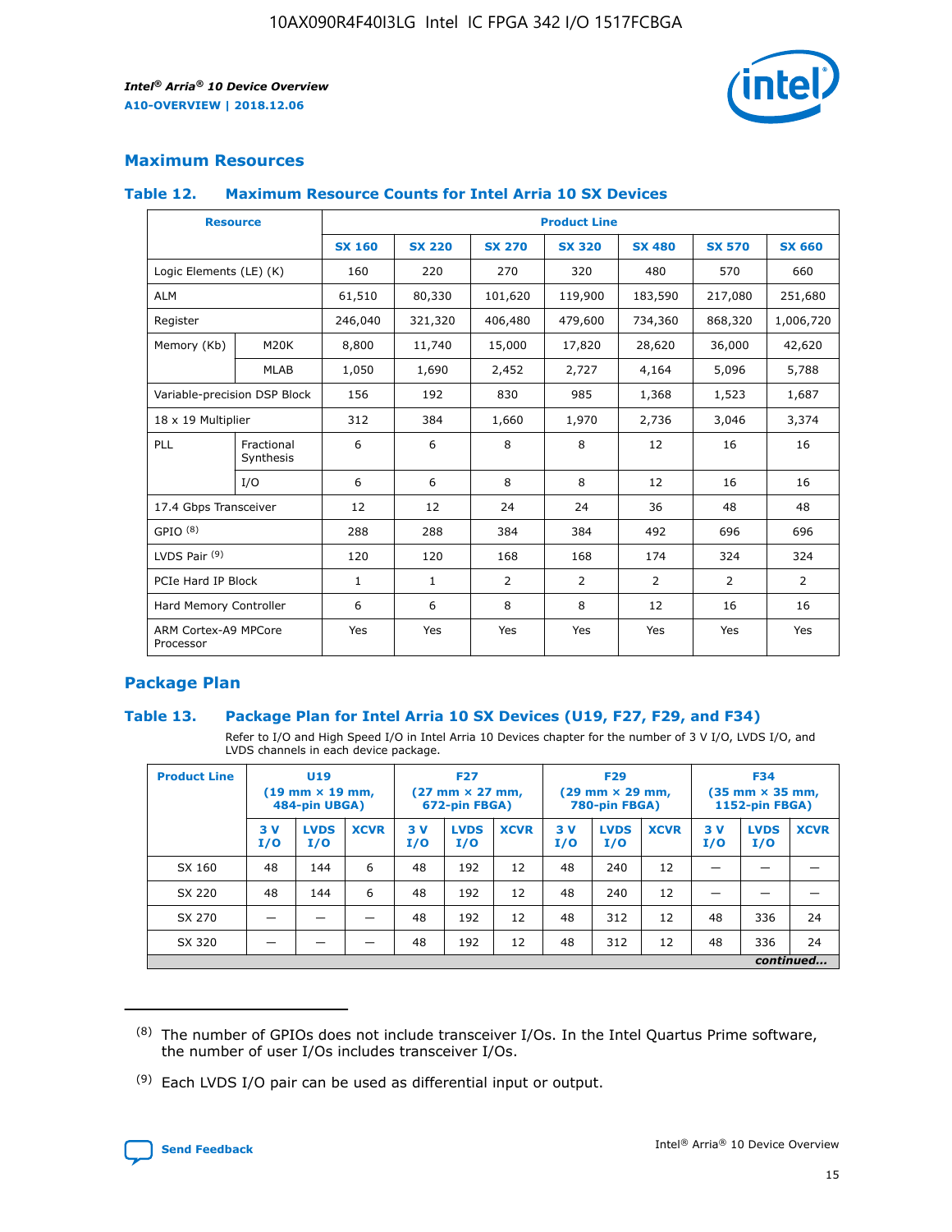## Maximum Resources

### Table 12. Maximum Resource Counts for Intel Arria 10 SX Devices

| Resource | | Product Line | | | | | | |
|---|---|---|---|---|---|---|---|---|
| | | SX 160 | SX 220 | SX 270 | SX 320 | SX 480 | SX 570 | SX 660 |
| Logic Elements (LE) (K) | | 160 | 220 | 270 | 320 | 480 | 570 | 660 |
| ALM | | 61,510 | 80,330 | 101,620 | 119,900 | 183,590 | 217,080 | 251,680 |
| Register | | 246,040 | 321,320 | 406,480 | 479,600 | 734,360 | 868,320 | 1,006,720 |
| Memory (Kb) | M20K | 8,800 | 11,740 | 15,000 | 17,820 | 28,620 | 36,000 | 42,620 |
| | MLAB | 1,050 | 1,690 | 2,452 | 2,727 | 4,164 | 5,096 | 5,788 |
| Variable-precision DSP Block | | 156 | 192 | 830 | 985 | 1,368 | 1,523 | 1,687 |
| 18 x 19 Multiplier | | 312 | 384 | 1,660 | 1,970 | 2,736 | 3,046 | 3,374 |
| PLL | Fractional Synthesis | 6 | 6 | 8 | 8 | 12 | 16 | 16 |
| | I/O | 6 | 6 | 8 | 8 | 12 | 16 | 16 |
| 17.4 Gbps Transceiver | | 12 | 12 | 24 | 24 | 36 | 48 | 48 |
| GPIO [8] | | 288 | 288 | 384 | 384 | 492 | 696 | 696 |
| LVDS Pair [9] | | 120 | 120 | 168 | 168 | 174 | 324 | 324 |
| PCIe Hard IP Block | | 1 | 1 | 2 | 2 | 2 | 2 | 2 |
| Hard Memory Controller | | 6 | 6 | 8 | 8 | 12 | 16 | 16 |
| ARM Cortex-A9 MPCore Processor | | Yes | Yes | Yes | Yes | Yes | Yes | Yes |

## Package Plan

### Table 13. Package Plan for Intel Arria 10 SX Devices (U19, F27, F29, and F34)

Refer to I/O and High Speed I/O in Intel Arria 10 Devices chapter for the number of 3 V I/O, LVDS I/O, and LVDS channels in each device package.

| Product Line | U19 (19 mm × 19 mm, 484-pin UBGA) | | | F27 (27 mm × 27 mm, 672-pin FBGA) | | | F29 (29 mm × 29 mm, 780-pin FBGA) | | | F34 (35 mm × 35 mm, 1152-pin FBGA) | | |
|---|---|---|---|---|---|---|---|---|---|---|---|---|
| | 3 V I/O | LVDS I/O | XCVR | 3 V I/O | LVDS I/O | XCVR | 3 V I/O | LVDS I/O | XCVR | 3 V I/O | LVDS I/O | XCVR |
| SX 160 | 48 | 144 | 6 | 48 | 192 | 12 | 48 | 240 | 12 | — | — | — |
| SX 220 | 48 | 144 | 6 | 48 | 192 | 12 | 48 | 240 | 12 | — | — | — |
| SX 270 | — | — | — | 48 | 192 | 12 | 48 | 312 | 12 | 48 | 336 | 24 |
| SX 320 | — | — | — | 48 | 192 | 12 | 48 | 312 | 12 | 48 | 336 | 24 |

*continued...*

(8) The number of GPIOs does not include transceiver I/Os. In the Intel Quartus Prime software, the number of user I/Os includes transceiver I/Os.

(9) Each LVDS I/O pair can be used as differential input or output.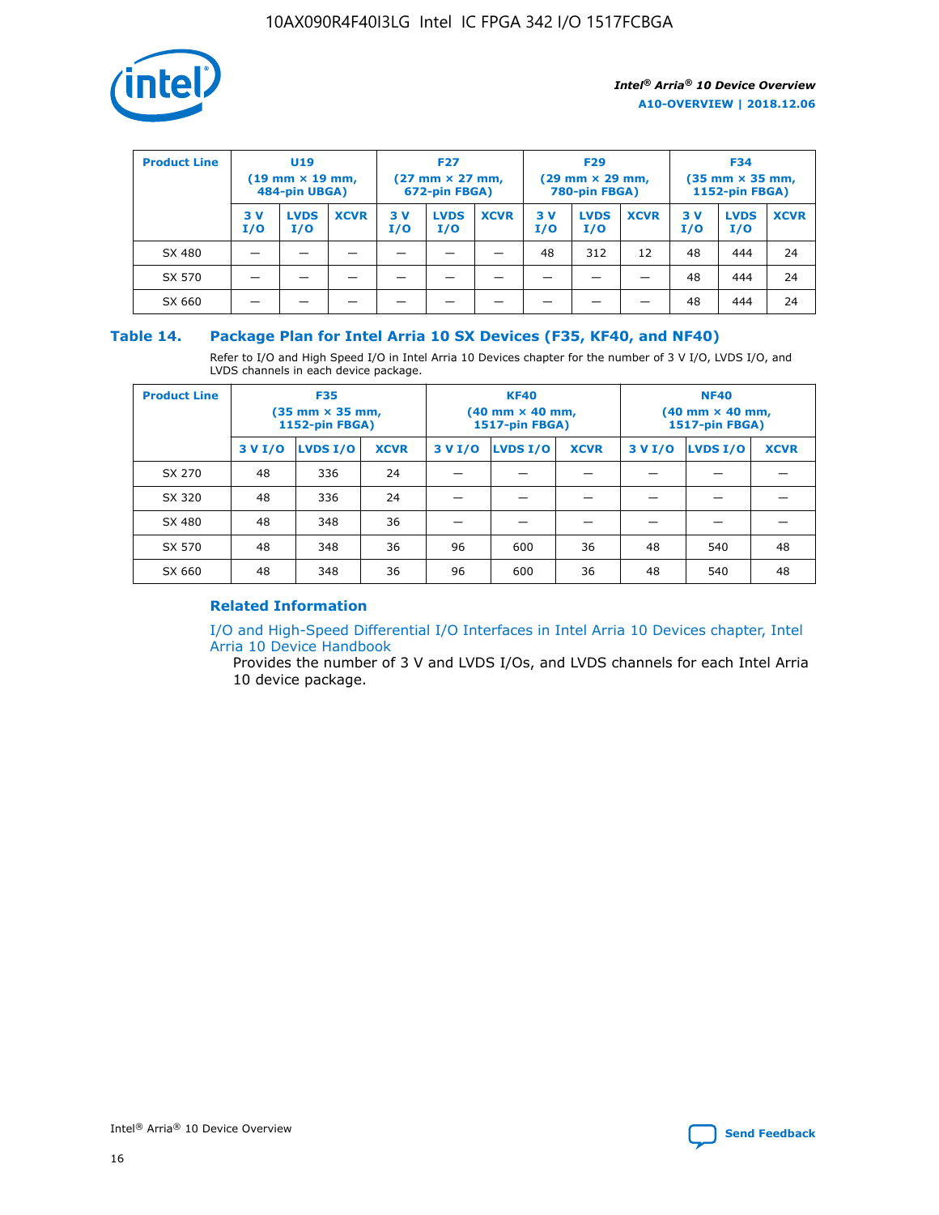| Product Line | U19 (19 mm × 19 mm, 484-pin UBGA) | | | F27 (27 mm × 27 mm, 672-pin FBGA) | | | F29 (29 mm × 29 mm, 780-pin FBGA) | | | F34 (35 mm × 35 mm, 1152-pin FBGA) | | |
|---|---|---|---|---|---|---|---|---|---|---|---|---|
| | 3 V I/O | LVDS I/O | XCVR | 3 V I/O | LVDS I/O | XCVR | 3 V I/O | LVDS I/O | XCVR | 3 V I/O | LVDS I/O | XCVR |
| SX 480 | — | — | — | — | — | — | 48 | 312 | 12 | 48 | 444 | 24 |
| SX 570 | — | — | — | — | — | — | — | — | — | 48 | 444 | 24 |
| SX 660 | — | — | — | — | — | — | — | — | — | 48 | 444 | 24 |

## Table 14. Package Plan for Intel Arria 10 SX Devices (F35, KF40, and NF40)

Refer to I/O and High Speed I/O in Intel Arria 10 Devices chapter for the number of 3 V I/O, LVDS I/O, and LVDS channels in each device package.

| Product Line | F35 (35 mm × 35 mm, 1152-pin FBGA) | | | KF40 (40 mm × 40 mm, 1517-pin FBGA) | | | NF40 (40 mm × 40 mm, 1517-pin FBGA) | | |
|---|---|---|---|---|---|---|---|---|---|
| | 3 V I/O | LVDS I/O | XCVR | 3 V I/O | LVDS I/O | XCVR | 3 V I/O | LVDS I/O | XCVR |
| SX 270 | 48 | 336 | 24 | — | — | — | — | — | — |
| SX 320 | 48 | 336 | 24 | — | — | — | — | — | — |
| SX 480 | 48 | 348 | 36 | — | — | — | — | — | — |
| SX 570 | 48 | 348 | 36 | 96 | 600 | 36 | 48 | 540 | 48 |
| SX 660 | 48 | 348 | 36 | 96 | 600 | 36 | 48 | 540 | 48 |

### Related Information

I/O and High-Speed Differential I/O Interfaces in Intel Arria 10 Devices chapter, Intel Arria 10 Device Handbook

Provides the number of 3 V and LVDS I/Os, and LVDS channels for each Intel Arria 10 device package.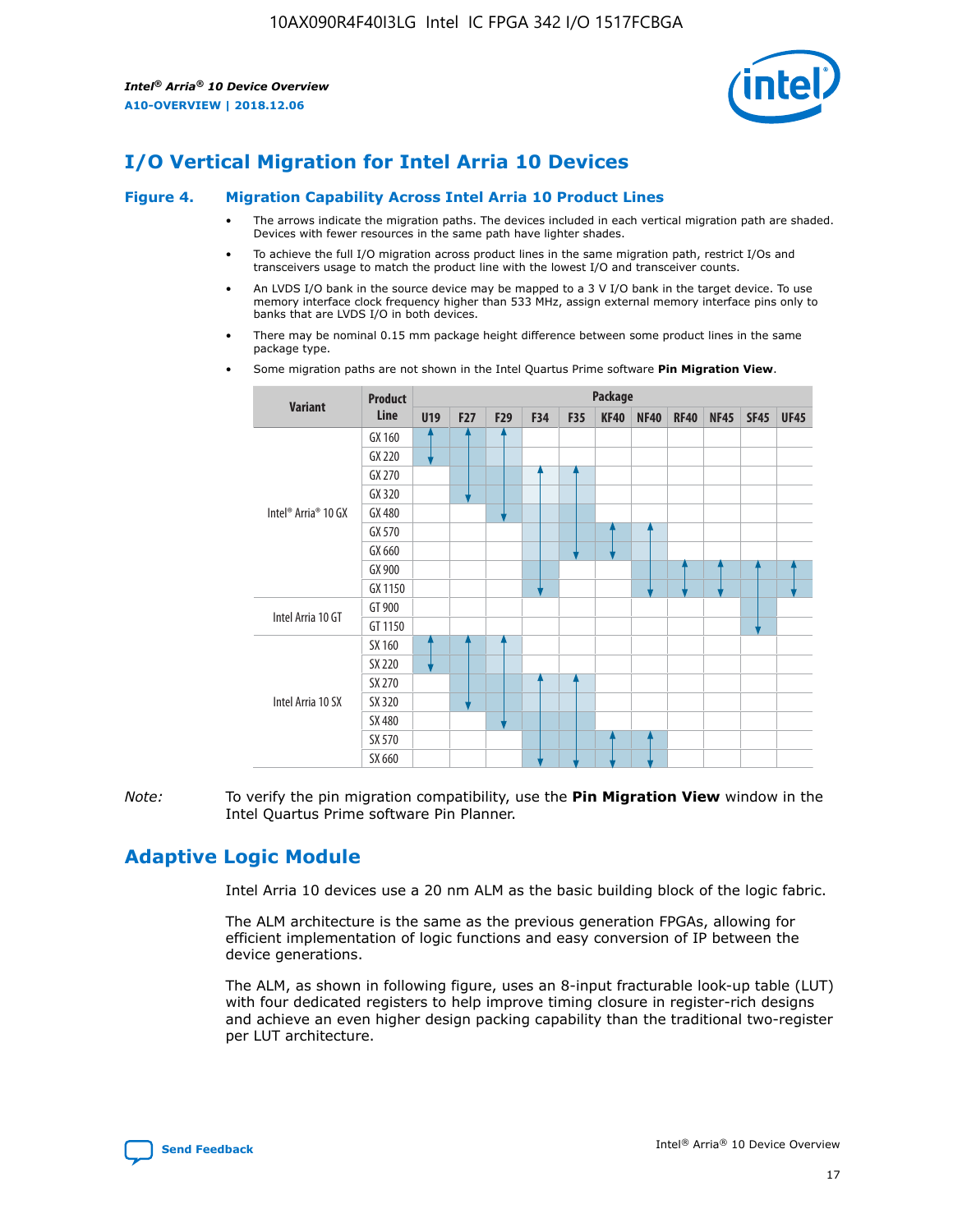## I/O Vertical Migration for Intel Arria 10 Devices

### Figure 4. Migration Capability Across Intel Arria 10 Product Lines

- The arrows indicate the migration paths. The devices included in each vertical migration path are shaded. Devices with fewer resources in the same path have lighter shades.
- To achieve the full I/O migration across product lines in the same migration path, restrict I/Os and transceivers usage to match the product line with the lowest I/O and transceiver counts.
- An LVDS I/O bank in the source device may be mapped to a 3 V I/O bank in the target device. To use memory interface clock frequency higher than 533 MHz, assign external memory interface pins only to banks that are LVDS I/O in both devices.
- There may be nominal 0.15 mm package height difference between some product lines in the same package type.
- Some migration paths are not shown in the Intel Quartus Prime software **Pin Migration View**.

| Variant | Product Line | U19 | F27 | F29 | F34 | F35 | KF40 | NF40 | RF40 | NF45 | SF45 | UF45 |
|---|---|---|---|---|---|---|---|---|---|---|---|---|
| Intel® Arria® 10 GX | GX 160 | | | | | | | | | | | |
| | GX 220 | | | | | | | | | | | |
| | GX 270 | | | | | | | | | | | |
| | GX 320 | | | | | | | | | | | |
| | GX 480 | | | | | | | | | | | |
| | GX 570 | | | | | | | | | | | |
| | GX 660 | | | | | | | | | | | |
| | GX 900 | | | | | | | | | | | |
| | GX 1150 | | | | | | | | | | | |
| Intel Arria 10 GT | GT 900 | | | | | | | | | | | |
| | GT 1150 | | | | | | | | | | | |
| Intel Arria 10 SX | SX 160 | | | | | | | | | | | |
| | SX 220 | | | | | | | | | | | |
| | SX 270 | | | | | | | | | | | |
| | SX 320 | | | | | | | | | | | |
| | SX 480 | | | | | | | | | | | |
| | SX 570 | | | | | | | | | | | |
| | SX 660 | | | | | | | | | | | |

*Note:* To verify the pin migration compatibility, use the **Pin Migration View** window in the Intel Quartus Prime software Pin Planner.

## Adaptive Logic Module

Intel Arria 10 devices use a 20 nm ALM as the basic building block of the logic fabric.

The ALM architecture is the same as the previous generation FPGAs, allowing for efficient implementation of logic functions and easy conversion of IP between the device generations.

The ALM, as shown in following figure, uses an 8-input fracturable look-up table (LUT) with four dedicated registers to help improve timing closure in register-rich designs and achieve an even higher design packing capability than the traditional two-register per LUT architecture.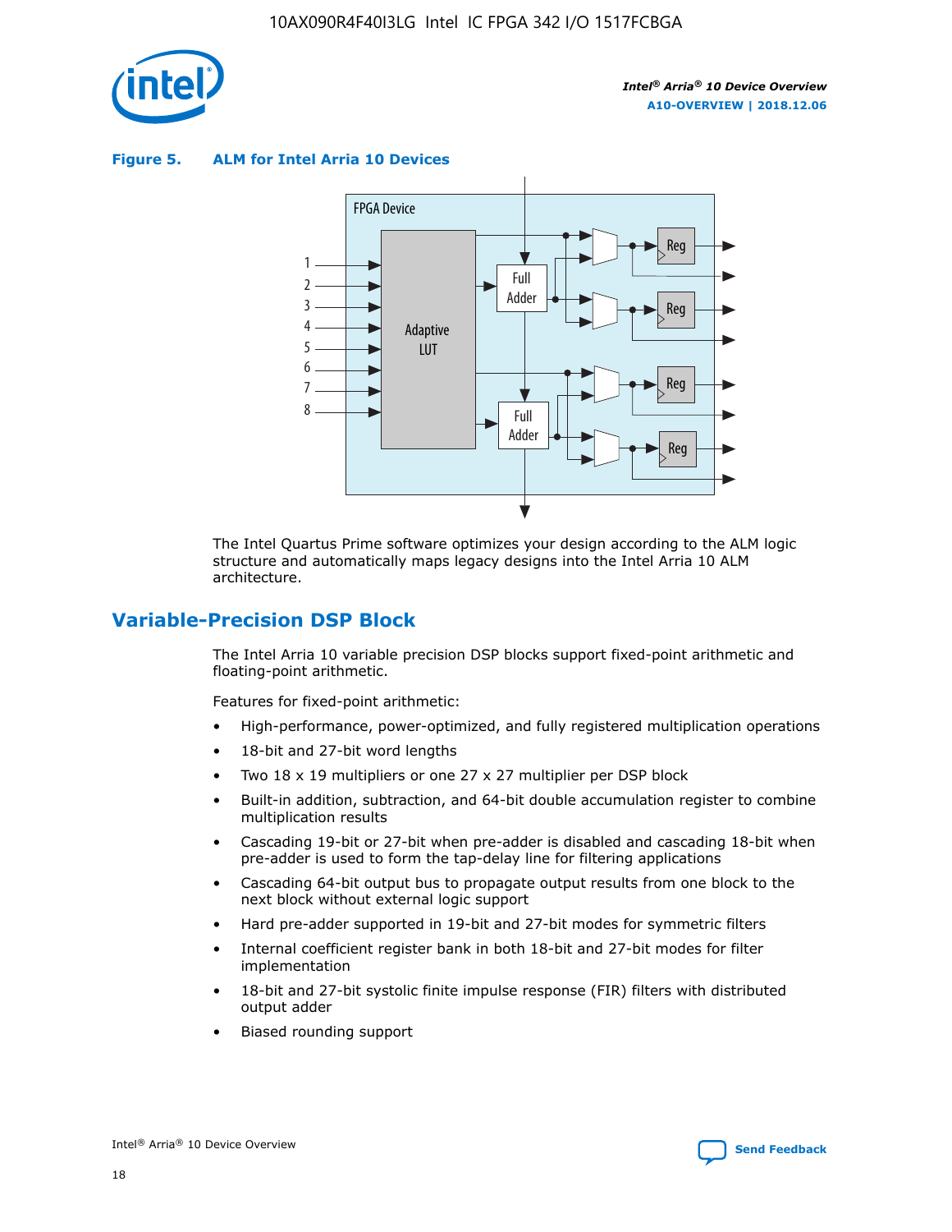**Figure 5. ALM for Intel Arria 10 Devices**

The Intel Quartus Prime software optimizes your design according to the ALM logic structure and automatically maps legacy designs into the Intel Arria 10 ALM architecture.

## Variable-Precision DSP Block

The Intel Arria 10 variable precision DSP blocks support fixed-point arithmetic and floating-point arithmetic.

Features for fixed-point arithmetic:

- High-performance, power-optimized, and fully registered multiplication operations
- 18-bit and 27-bit word lengths
- Two 18 x 19 multipliers or one 27 x 27 multiplier per DSP block
- Built-in addition, subtraction, and 64-bit double accumulation register to combine multiplication results
- Cascading 19-bit or 27-bit when pre-adder is disabled and cascading 18-bit when pre-adder is used to form the tap-delay line for filtering applications
- Cascading 64-bit output bus to propagate output results from one block to the next block without external logic support
- Hard pre-adder supported in 19-bit and 27-bit modes for symmetric filters
- Internal coefficient register bank in both 18-bit and 27-bit modes for filter implementation
- 18-bit and 27-bit systolic finite impulse response (FIR) filters with distributed output adder
- Biased rounding support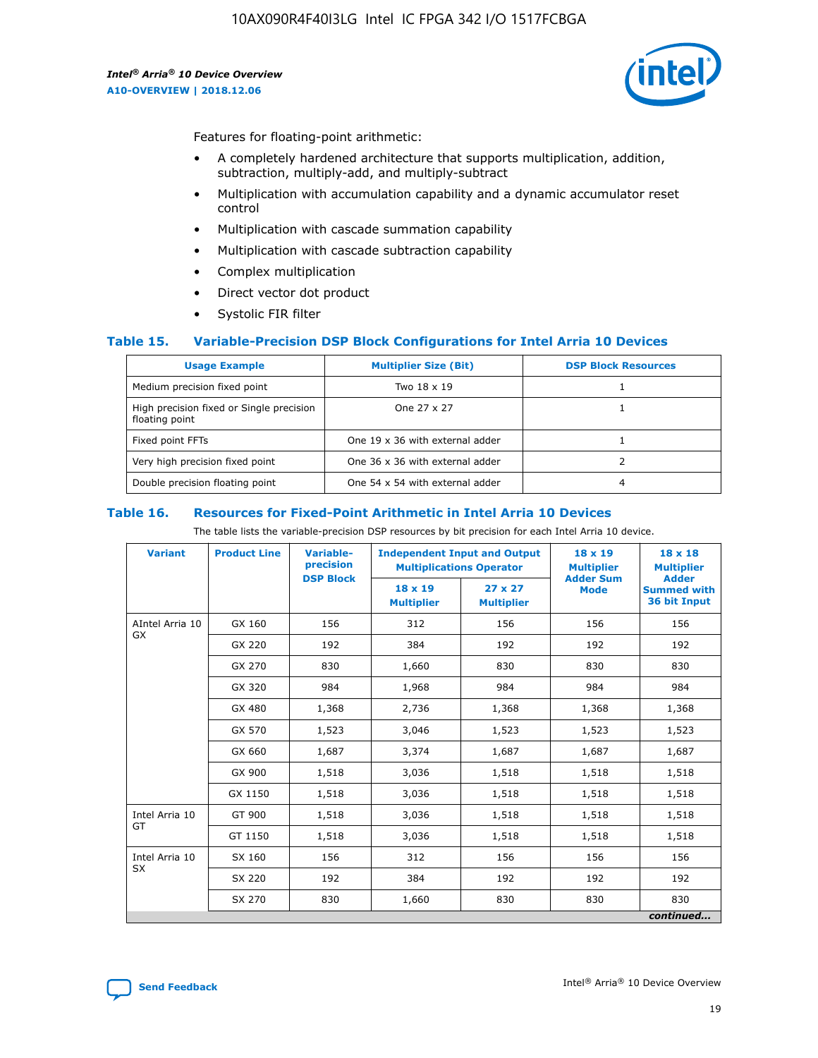Features for floating-point arithmetic:

- A completely hardened architecture that supports multiplication, addition, subtraction, multiply-add, and multiply-subtract
- Multiplication with accumulation capability and a dynamic accumulator reset control
- Multiplication with cascade summation capability
- Multiplication with cascade subtraction capability
- Complex multiplication
- Direct vector dot product
- Systolic FIR filter

### Table 15. Variable-Precision DSP Block Configurations for Intel Arria 10 Devices

| Usage Example | Multiplier Size (Bit) | DSP Block Resources |
|---|---|---|
| Medium precision fixed point | Two 18 x 19 | 1 |
| High precision fixed or Single precision floating point | One 27 x 27 | 1 |
| Fixed point FFTs | One 19 x 36 with external adder | 1 |
| Very high precision fixed point | One 36 x 36 with external adder | 2 |
| Double precision floating point | One 54 x 54 with external adder | 4 |

### Table 16. Resources for Fixed-Point Arithmetic in Intel Arria 10 Devices

The table lists the variable-precision DSP resources by bit precision for each Intel Arria 10 device.

| Variant | Product Line | Variable-precision DSP Block | Independent Input and Output Multiplications Operator | | 18 x 19 Multiplier Adder Sum Mode | 18 x 18 Multiplier Adder Summed with 36 bit Input |
|---|---|---|---|---|---|---|
| | | | 18 x 19 Multiplier | 27 x 27 Multiplier | | |
| AIntel Arria 10 GX | GX 160 | 156 | 312 | 156 | 156 | 156 |
| | GX 220 | 192 | 384 | 192 | 192 | 192 |
| | GX 270 | 830 | 1,660 | 830 | 830 | 830 |
| | GX 320 | 984 | 1,968 | 984 | 984 | 984 |
| | GX 480 | 1,368 | 2,736 | 1,368 | 1,368 | 1,368 |
| | GX 570 | 1,523 | 3,046 | 1,523 | 1,523 | 1,523 |
| | GX 660 | 1,687 | 3,374 | 1,687 | 1,687 | 1,687 |
| | GX 900 | 1,518 | 3,036 | 1,518 | 1,518 | 1,518 |
| | GX 1150 | 1,518 | 3,036 | 1,518 | 1,518 | 1,518 |
| Intel Arria 10 GT | GT 900 | 1,518 | 3,036 | 1,518 | 1,518 | 1,518 |
| | GT 1150 | 1,518 | 3,036 | 1,518 | 1,518 | 1,518 |
| Intel Arria 10 SX | SX 160 | 156 | 312 | 156 | 156 | 156 |
| | SX 220 | 192 | 384 | 192 | 192 | 192 |
| | SX 270 | 830 | 1,660 | 830 | 830 | 830 |

*continued...*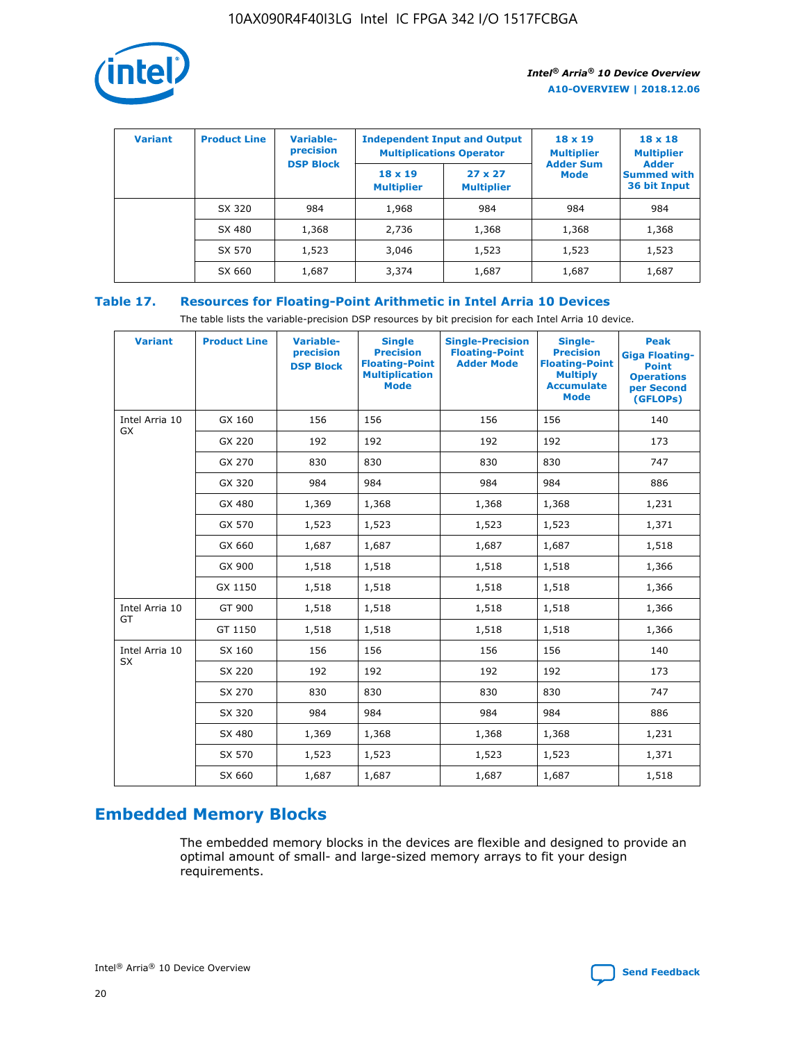| Variant | Product Line | Variable-precision DSP Block | Independent Input and Output Multiplications Operator | | 18 x 19 Multiplier Adder Sum Mode | 18 x 18 Multiplier Adder Summed with 36 bit Input |
|---|---|---|---|---|---|---|
| | | | 18 x 19 Multiplier | 27 x 27 Multiplier | | |
| | SX 320 | 984 | 1,968 | 984 | 984 | 984 |
| | SX 480 | 1,368 | 2,736 | 1,368 | 1,368 | 1,368 |
| | SX 570 | 1,523 | 3,046 | 1,523 | 1,523 | 1,523 |
| | SX 660 | 1,687 | 3,374 | 1,687 | 1,687 | 1,687 |

**Table 17. Resources for Floating-Point Arithmetic in Intel Arria 10 Devices**

The table lists the variable-precision DSP resources by bit precision for each Intel Arria 10 device.

| Variant | Product Line | Variable-precision DSP Block | Single Precision Floating-Point Multiplication Mode | Single-Precision Floating-Point Adder Mode | Single-Precision Floating-Point Multiply Accumulate Mode | Peak Giga Floating-Point Operations per Second (GFLOPs) |
|---|---|---|---|---|---|---|
| Intel Arria 10 GX | GX 160 | 156 | 156 | 156 | 156 | 140 |
| | GX 220 | 192 | 192 | 192 | 192 | 173 |
| | GX 270 | 830 | 830 | 830 | 830 | 747 |
| | GX 320 | 984 | 984 | 984 | 984 | 886 |
| | GX 480 | 1,369 | 1,368 | 1,368 | 1,368 | 1,231 |
| | GX 570 | 1,523 | 1,523 | 1,523 | 1,523 | 1,371 |
| | GX 660 | 1,687 | 1,687 | 1,687 | 1,687 | 1,518 |
| | GX 900 | 1,518 | 1,518 | 1,518 | 1,518 | 1,366 |
| | GX 1150 | 1,518 | 1,518 | 1,518 | 1,518 | 1,366 |
| Intel Arria 10 GT | GT 900 | 1,518 | 1,518 | 1,518 | 1,518 | 1,366 |
| | GT 1150 | 1,518 | 1,518 | 1,518 | 1,518 | 1,366 |
| Intel Arria 10 SX | SX 160 | 156 | 156 | 156 | 156 | 140 |
| | SX 220 | 192 | 192 | 192 | 192 | 173 |
| | SX 270 | 830 | 830 | 830 | 830 | 747 |
| | SX 320 | 984 | 984 | 984 | 984 | 886 |
| | SX 480 | 1,369 | 1,368 | 1,368 | 1,368 | 1,231 |
| | SX 570 | 1,523 | 1,523 | 1,523 | 1,523 | 1,371 |
| | SX 660 | 1,687 | 1,687 | 1,687 | 1,687 | 1,518 |

## Embedded Memory Blocks

The embedded memory blocks in the devices are flexible and designed to provide an optimal amount of small- and large-sized memory arrays to fit your design requirements.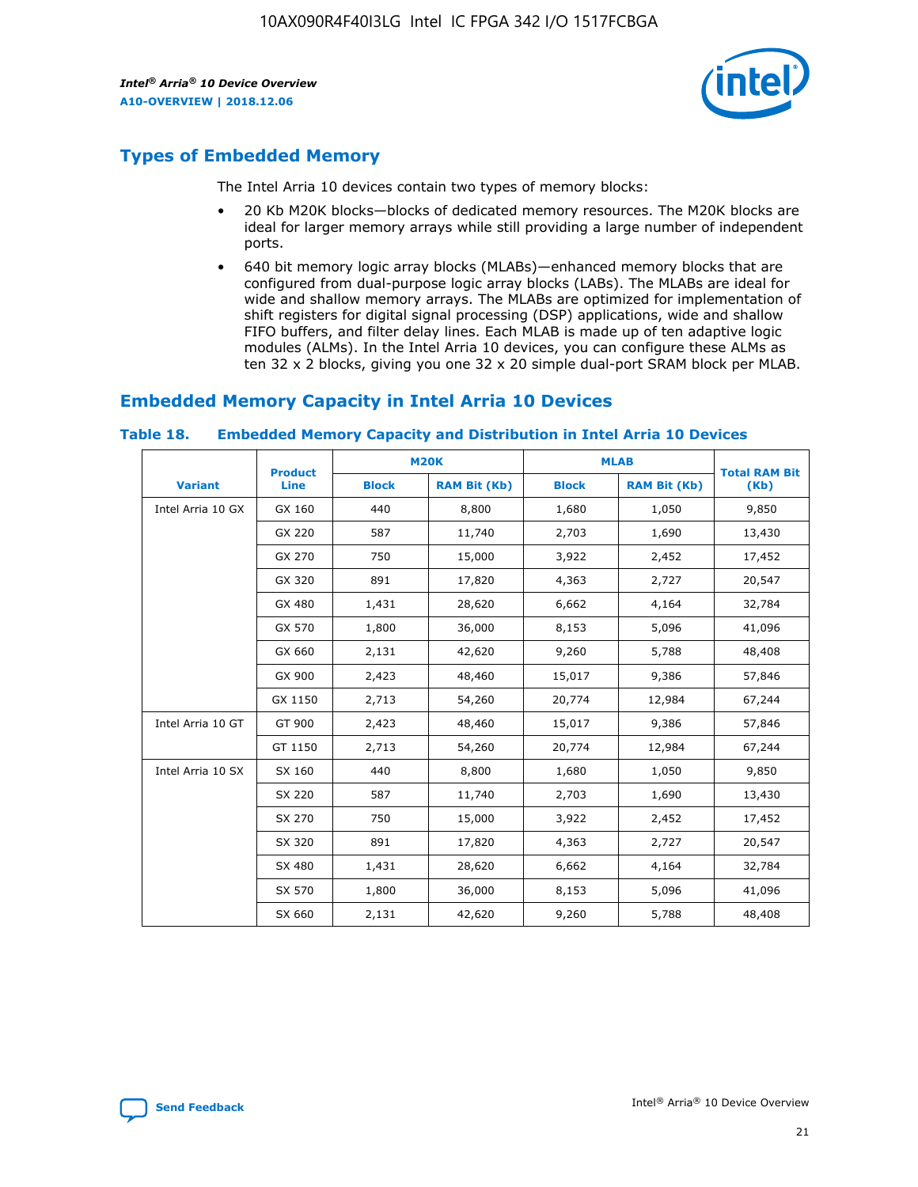## Types of Embedded Memory

The Intel Arria 10 devices contain two types of memory blocks:

- 20 Kb M20K blocks—blocks of dedicated memory resources. The M20K blocks are ideal for larger memory arrays while still providing a large number of independent ports.
- 640 bit memory logic array blocks (MLABs)—enhanced memory blocks that are configured from dual-purpose logic array blocks (LABs). The MLABs are ideal for wide and shallow memory arrays. The MLABs are optimized for implementation of shift registers for digital signal processing (DSP) applications, wide and shallow FIFO buffers, and filter delay lines. Each MLAB is made up of ten adaptive logic modules (ALMs). In the Intel Arria 10 devices, you can configure these ALMs as ten 32 x 2 blocks, giving you one 32 x 20 simple dual-port SRAM block per MLAB.

## Embedded Memory Capacity in Intel Arria 10 Devices

### Table 18. Embedded Memory Capacity and Distribution in Intel Arria 10 Devices

| Variant | Product Line | M20K | | MLAB | | Total RAM Bit (Kb) |
|---|---|---|---|---|---|---|
| | | Block | RAM Bit (Kb) | Block | RAM Bit (Kb) | |
| Intel Arria 10 GX | GX 160 | 440 | 8,800 | 1,680 | 1,050 | 9,850 |
| | GX 220 | 587 | 11,740 | 2,703 | 1,690 | 13,430 |
| | GX 270 | 750 | 15,000 | 3,922 | 2,452 | 17,452 |
| | GX 320 | 891 | 17,820 | 4,363 | 2,727 | 20,547 |
| | GX 480 | 1,431 | 28,620 | 6,662 | 4,164 | 32,784 |
| | GX 570 | 1,800 | 36,000 | 8,153 | 5,096 | 41,096 |
| | GX 660 | 2,131 | 42,620 | 9,260 | 5,788 | 48,408 |
| | GX 900 | 2,423 | 48,460 | 15,017 | 9,386 | 57,846 |
| | GX 1150 | 2,713 | 54,260 | 20,774 | 12,984 | 67,244 |
| Intel Arria 10 GT | GT 900 | 2,423 | 48,460 | 15,017 | 9,386 | 57,846 |
| | GT 1150 | 2,713 | 54,260 | 20,774 | 12,984 | 67,244 |
| Intel Arria 10 SX | SX 160 | 440 | 8,800 | 1,680 | 1,050 | 9,850 |
| | SX 220 | 587 | 11,740 | 2,703 | 1,690 | 13,430 |
| | SX 270 | 750 | 15,000 | 3,922 | 2,452 | 17,452 |
| | SX 320 | 891 | 17,820 | 4,363 | 2,727 | 20,547 |
| | SX 480 | 1,431 | 28,620 | 6,662 | 4,164 | 32,784 |
| | SX 570 | 1,800 | 36,000 | 8,153 | 5,096 | 41,096 |
| | SX 660 | 2,131 | 42,620 | 9,260 | 5,788 | 48,408 |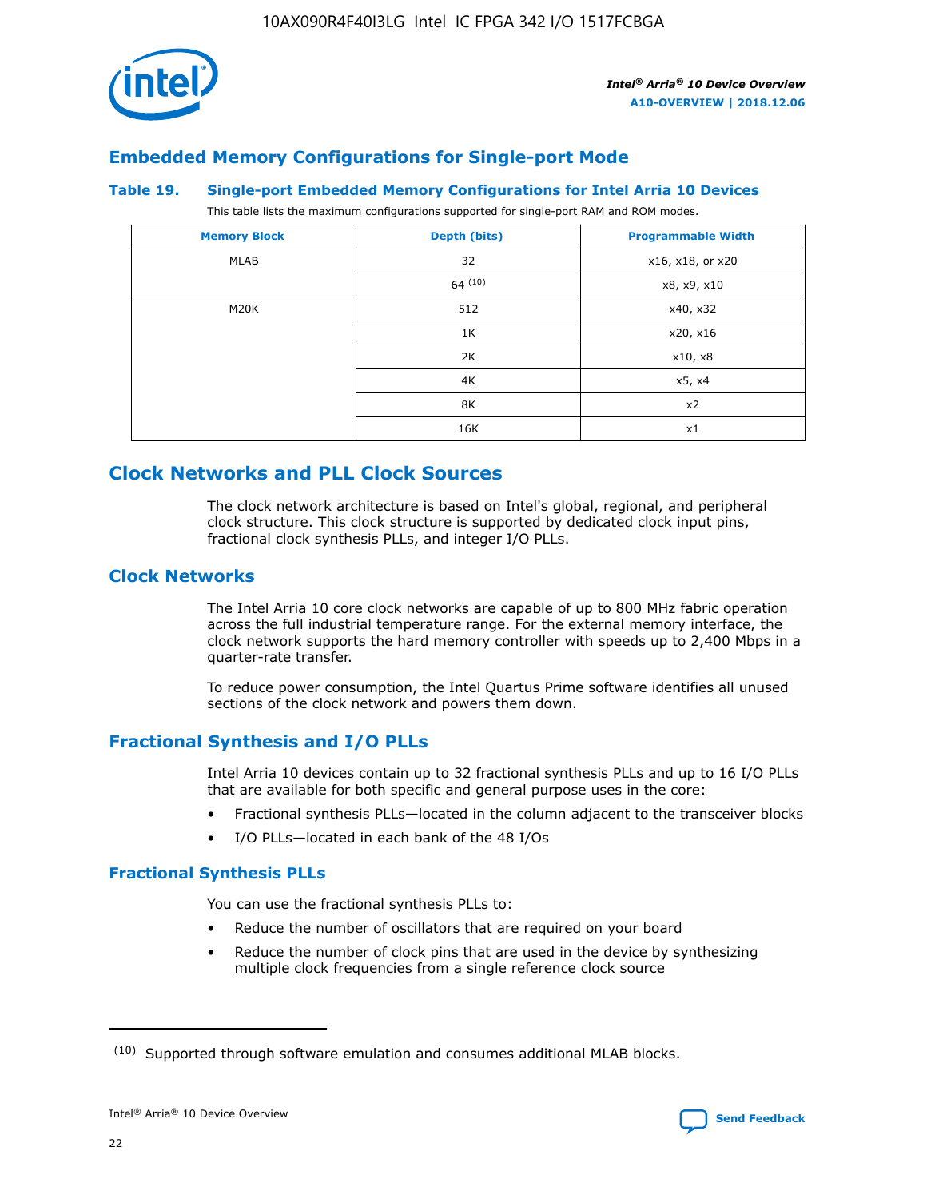## Embedded Memory Configurations for Single-port Mode

### Table 19. Single-port Embedded Memory Configurations for Intel Arria 10 Devices

This table lists the maximum configurations supported for single-port RAM and ROM modes.

| Memory Block | Depth (bits) | Programmable Width |
| --- | --- | --- |
| MLAB | 32 | x16, x18, or x20 |
| | 64 [(10)] | x8, x9, x10 |
| M20K | 512 | x40, x32 |
| | 1K | x20, x16 |
| | 2K | x10, x8 |
| | 4K | x5, x4 |
| | 8K | x2 |
| | 16K | x1 |

## Clock Networks and PLL Clock Sources

The clock network architecture is based on Intel's global, regional, and peripheral clock structure. This clock structure is supported by dedicated clock input pins, fractional clock synthesis PLLs, and integer I/O PLLs.

## Clock Networks

The Intel Arria 10 core clock networks are capable of up to 800 MHz fabric operation across the full industrial temperature range. For the external memory interface, the clock network supports the hard memory controller with speeds up to 2,400 Mbps in a quarter-rate transfer.

To reduce power consumption, the Intel Quartus Prime software identifies all unused sections of the clock network and powers them down.

## Fractional Synthesis and I/O PLLs

Intel Arria 10 devices contain up to 32 fractional synthesis PLLs and up to 16 I/O PLLs that are available for both specific and general purpose uses in the core:

- Fractional synthesis PLLs—located in the column adjacent to the transceiver blocks
- I/O PLLs—located in each bank of the 48 I/Os

### Fractional Synthesis PLLs

You can use the fractional synthesis PLLs to:

- Reduce the number of oscillators that are required on your board
- Reduce the number of clock pins that are used in the device by synthesizing multiple clock frequencies from a single reference clock source

(10) Supported through software emulation and consumes additional MLAB blocks.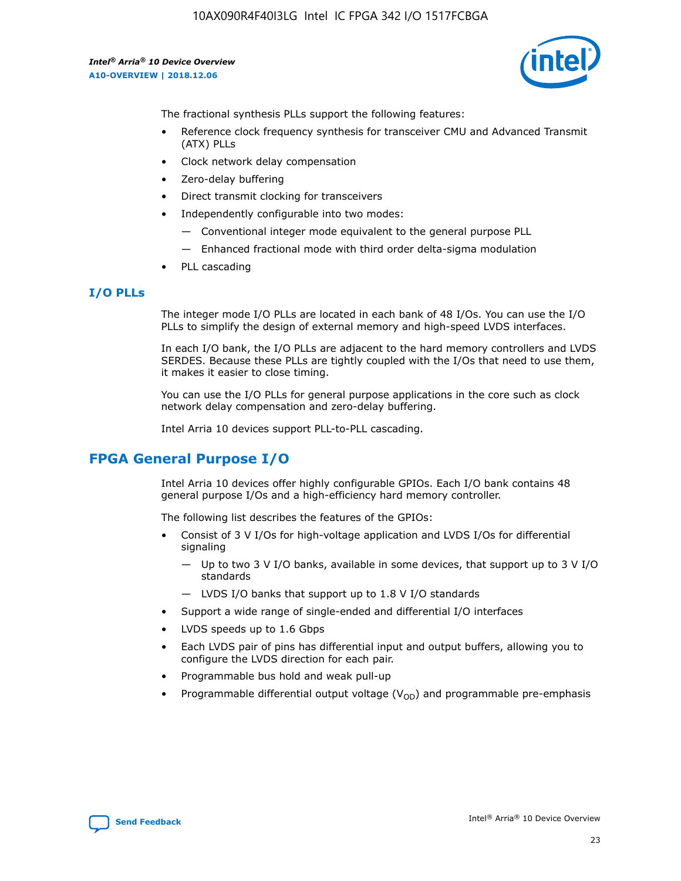The fractional synthesis PLLs support the following features:

- Reference clock frequency synthesis for transceiver CMU and Advanced Transmit (ATX) PLLs
- Clock network delay compensation
- Zero-delay buffering
- Direct transmit clocking for transceivers
- Independently configurable into two modes:
  - Conventional integer mode equivalent to the general purpose PLL
  - Enhanced fractional mode with third order delta-sigma modulation
- PLL cascading

### I/O PLLs

The integer mode I/O PLLs are located in each bank of 48 I/Os. You can use the I/O PLLs to simplify the design of external memory and high-speed LVDS interfaces.

In each I/O bank, the I/O PLLs are adjacent to the hard memory controllers and LVDS SERDES. Because these PLLs are tightly coupled with the I/Os that need to use them, it makes it easier to close timing.

You can use the I/O PLLs for general purpose applications in the core such as clock network delay compensation and zero-delay buffering.

Intel Arria 10 devices support PLL-to-PLL cascading.

## FPGA General Purpose I/O

Intel Arria 10 devices offer highly configurable GPIOs. Each I/O bank contains 48 general purpose I/Os and a high-efficiency hard memory controller.

The following list describes the features of the GPIOs:

- Consist of 3 V I/Os for high-voltage application and LVDS I/Os for differential signaling
  - Up to two 3 V I/O banks, available in some devices, that support up to 3 V I/O standards
  - LVDS I/O banks that support up to 1.8 V I/O standards
- Support a wide range of single-ended and differential I/O interfaces
- LVDS speeds up to 1.6 Gbps
- Each LVDS pair of pins has differential input and output buffers, allowing you to configure the LVDS direction for each pair.
- Programmable bus hold and weak pull-up
- Programmable differential output voltage ($V_{OD}$) and programmable pre-emphasis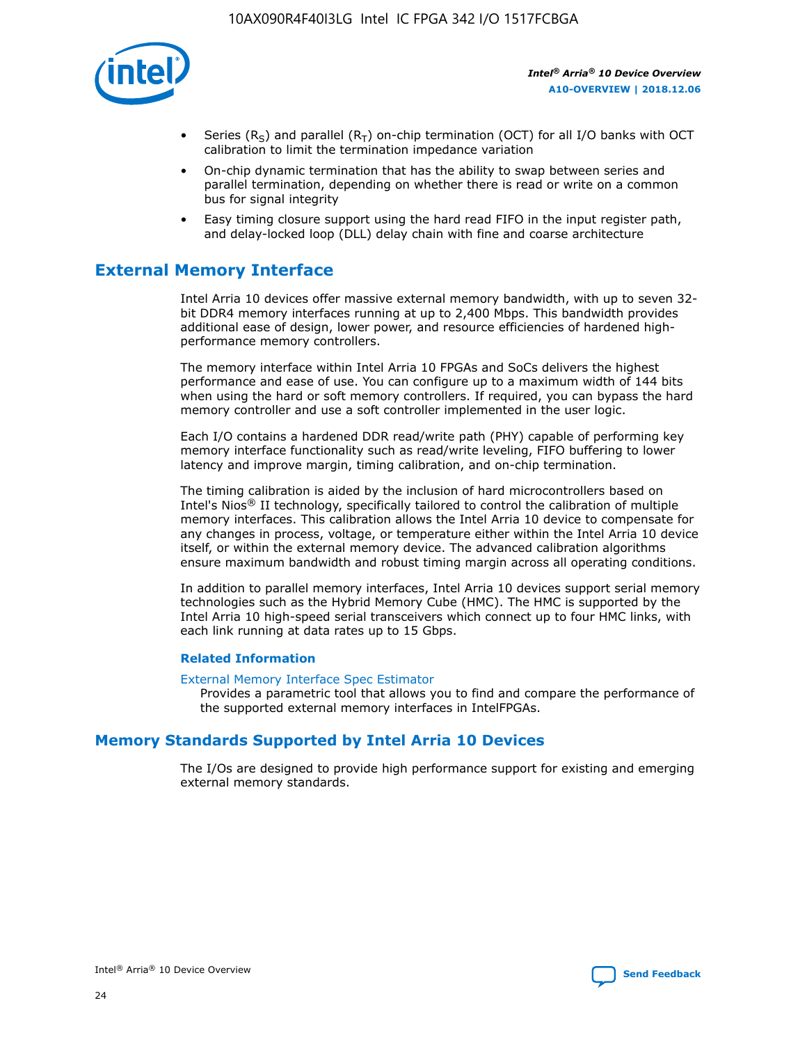- Series ($R_S$) and parallel ($R_T$) on-chip termination (OCT) for all I/O banks with OCT calibration to limit the termination impedance variation
- On-chip dynamic termination that has the ability to swap between series and parallel termination, depending on whether there is read or write on a common bus for signal integrity
- Easy timing closure support using the hard read FIFO in the input register path, and delay-locked loop (DLL) delay chain with fine and coarse architecture

## External Memory Interface

Intel Arria 10 devices offer massive external memory bandwidth, with up to seven 32-bit DDR4 memory interfaces running at up to 2,400 Mbps. This bandwidth provides additional ease of design, lower power, and resource efficiencies of hardened high-performance memory controllers.

The memory interface within Intel Arria 10 FPGAs and SoCs delivers the highest performance and ease of use. You can configure up to a maximum width of 144 bits when using the hard or soft memory controllers. If required, you can bypass the hard memory controller and use a soft controller implemented in the user logic.

Each I/O contains a hardened DDR read/write path (PHY) capable of performing key memory interface functionality such as read/write leveling, FIFO buffering to lower latency and improve margin, timing calibration, and on-chip termination.

The timing calibration is aided by the inclusion of hard microcontrollers based on Intel's Nios® II technology, specifically tailored to control the calibration of multiple memory interfaces. This calibration allows the Intel Arria 10 device to compensate for any changes in process, voltage, or temperature either within the Intel Arria 10 device itself, or within the external memory device. The advanced calibration algorithms ensure maximum bandwidth and robust timing margin across all operating conditions.

In addition to parallel memory interfaces, Intel Arria 10 devices support serial memory technologies such as the Hybrid Memory Cube (HMC). The HMC is supported by the Intel Arria 10 high-speed serial transceivers which connect up to four HMC links, with each link running at data rates up to 15 Gbps.

### Related Information

External Memory Interface Spec Estimator
Provides a parametric tool that allows you to find and compare the performance of the supported external memory interfaces in IntelFPGAs.

## Memory Standards Supported by Intel Arria 10 Devices

The I/Os are designed to provide high performance support for existing and emerging external memory standards.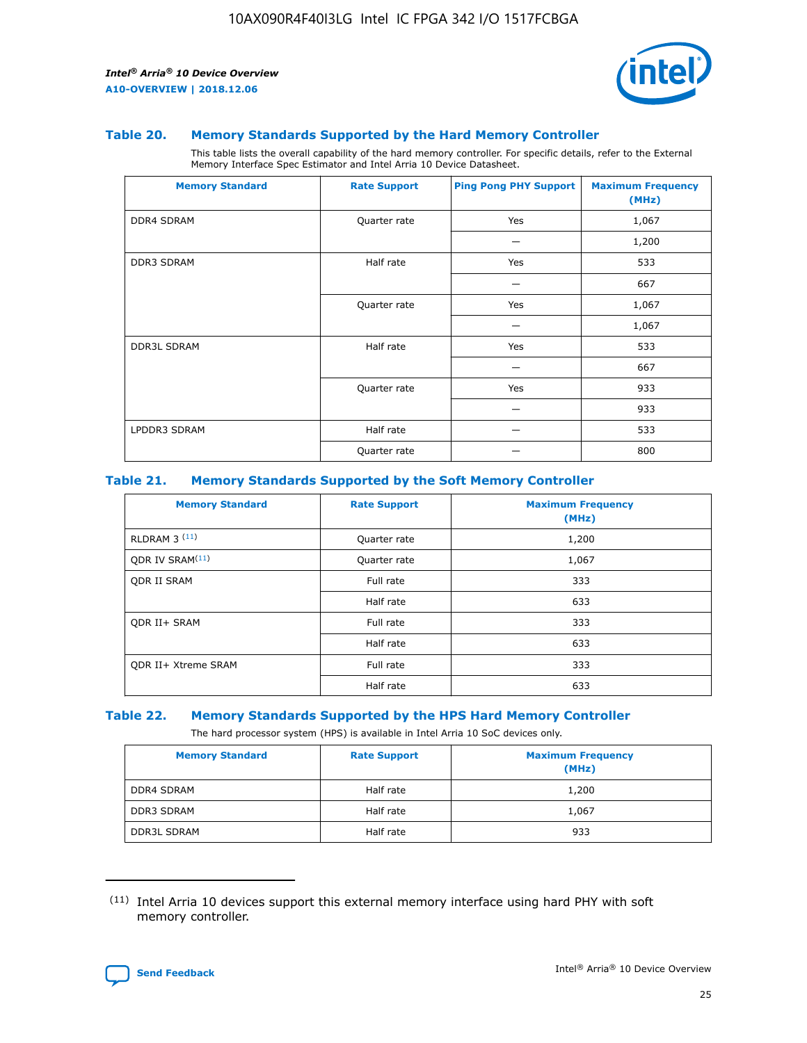### Table 20. Memory Standards Supported by the Hard Memory Controller

This table lists the overall capability of the hard memory controller. For specific details, refer to the External Memory Interface Spec Estimator and Intel Arria 10 Device Datasheet.

| Memory Standard | Rate Support | Ping Pong PHY Support | Maximum Frequency (MHz) |
|---|---|---|---|
| DDR4 SDRAM | Quarter rate | Yes | 1,067 |
| | | — | 1,200 |
| DDR3 SDRAM | Half rate | Yes | 533 |
| | | — | 667 |
| | Quarter rate | Yes | 1,067 |
| | | — | 1,067 |
| DDR3L SDRAM | Half rate | Yes | 533 |
| | | — | 667 |
| | Quarter rate | Yes | 933 |
| | | — | 933 |
| LPDDR3 SDRAM | Half rate | — | 533 |
| | Quarter rate | — | 800 |

### Table 21. Memory Standards Supported by the Soft Memory Controller

| Memory Standard | Rate Support | Maximum Frequency (MHz) |
|---|---|---|
| RLDRAM 3 [(11)] | Quarter rate | 1,200 |
| QDR IV SRAM[(11)] | Quarter rate | 1,067 |
| QDR II SRAM | Full rate | 333 |
| | Half rate | 633 |
| QDR II+ SRAM | Full rate | 333 |
| | Half rate | 633 |
| QDR II+ Xtreme SRAM | Full rate | 333 |
| | Half rate | 633 |

### Table 22. Memory Standards Supported by the HPS Hard Memory Controller

The hard processor system (HPS) is available in Intel Arria 10 SoC devices only.

| Memory Standard | Rate Support | Maximum Frequency (MHz) |
|---|---|---|
| DDR4 SDRAM | Half rate | 1,200 |
| DDR3 SDRAM | Half rate | 1,067 |
| DDR3L SDRAM | Half rate | 933 |

(11) Intel Arria 10 devices support this external memory interface using hard PHY with soft memory controller.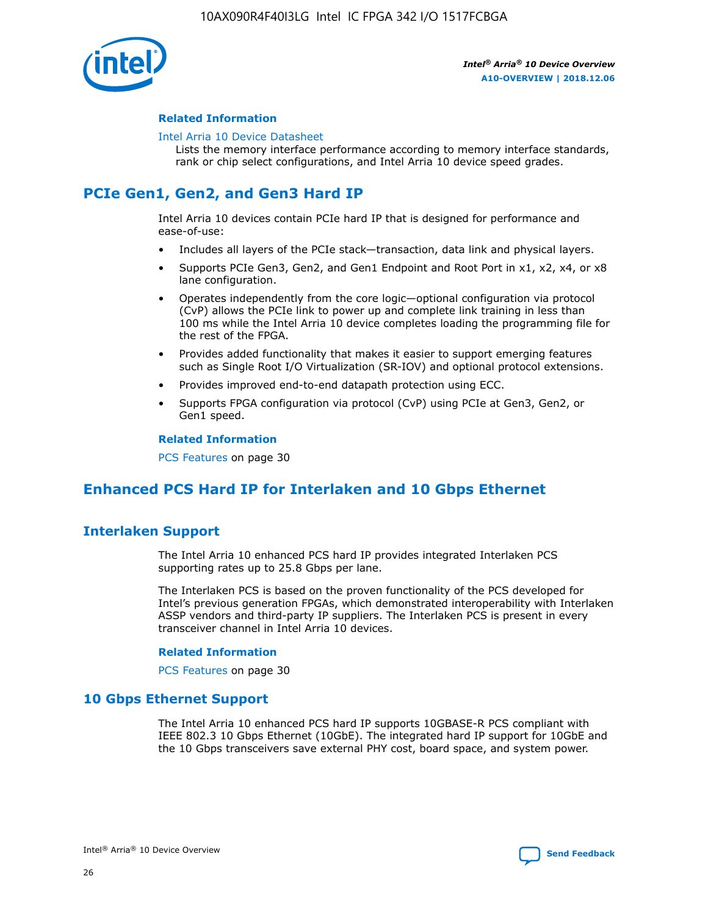### Related Information

Intel Arria 10 Device Datasheet
Lists the memory interface performance according to memory interface standards, rank or chip select configurations, and Intel Arria 10 device speed grades.

## PCIe Gen1, Gen2, and Gen3 Hard IP

Intel Arria 10 devices contain PCIe hard IP that is designed for performance and ease-of-use:

- Includes all layers of the PCIe stack—transaction, data link and physical layers.
- Supports PCIe Gen3, Gen2, and Gen1 Endpoint and Root Port in x1, x2, x4, or x8 lane configuration.
- Operates independently from the core logic—optional configuration via protocol (CvP) allows the PCIe link to power up and complete link training in less than 100 ms while the Intel Arria 10 device completes loading the programming file for the rest of the FPGA.
- Provides added functionality that makes it easier to support emerging features such as Single Root I/O Virtualization (SR-IOV) and optional protocol extensions.
- Provides improved end-to-end datapath protection using ECC.
- Supports FPGA configuration via protocol (CvP) using PCIe at Gen3, Gen2, or Gen1 speed.

### Related Information

PCS Features on page 30

## Enhanced PCS Hard IP for Interlaken and 10 Gbps Ethernet

## Interlaken Support

The Intel Arria 10 enhanced PCS hard IP provides integrated Interlaken PCS supporting rates up to 25.8 Gbps per lane.

The Interlaken PCS is based on the proven functionality of the PCS developed for Intel's previous generation FPGAs, which demonstrated interoperability with Interlaken ASSP vendors and third-party IP suppliers. The Interlaken PCS is present in every transceiver channel in Intel Arria 10 devices.

### Related Information

PCS Features on page 30

## 10 Gbps Ethernet Support

The Intel Arria 10 enhanced PCS hard IP supports 10GBASE-R PCS compliant with IEEE 802.3 10 Gbps Ethernet (10GbE). The integrated hard IP support for 10GbE and the 10 Gbps transceivers save external PHY cost, board space, and system power.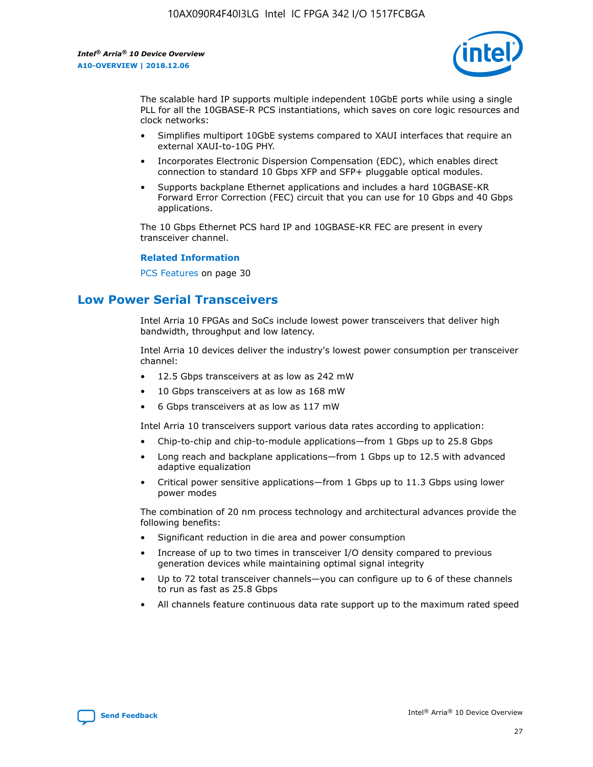The scalable hard IP supports multiple independent 10GbE ports while using a single PLL for all the 10GBASE-R PCS instantiations, which saves on core logic resources and clock networks:

- Simplifies multiport 10GbE systems compared to XAUI interfaces that require an external XAUI-to-10G PHY.
- Incorporates Electronic Dispersion Compensation (EDC), which enables direct connection to standard 10 Gbps XFP and SFP+ pluggable optical modules.
- Supports backplane Ethernet applications and includes a hard 10GBASE-KR Forward Error Correction (FEC) circuit that you can use for 10 Gbps and 40 Gbps applications.

The 10 Gbps Ethernet PCS hard IP and 10GBASE-KR FEC are present in every transceiver channel.

**Related Information**

PCS Features on page 30

## Low Power Serial Transceivers

Intel Arria 10 FPGAs and SoCs include lowest power transceivers that deliver high bandwidth, throughput and low latency.

Intel Arria 10 devices deliver the industry's lowest power consumption per transceiver channel:

- 12.5 Gbps transceivers at as low as 242 mW
- 10 Gbps transceivers at as low as 168 mW
- 6 Gbps transceivers at as low as 117 mW

Intel Arria 10 transceivers support various data rates according to application:

- Chip-to-chip and chip-to-module applications—from 1 Gbps up to 25.8 Gbps
- Long reach and backplane applications—from 1 Gbps up to 12.5 with advanced adaptive equalization
- Critical power sensitive applications—from 1 Gbps up to 11.3 Gbps using lower power modes

The combination of 20 nm process technology and architectural advances provide the following benefits:

- Significant reduction in die area and power consumption
- Increase of up to two times in transceiver I/O density compared to previous generation devices while maintaining optimal signal integrity
- Up to 72 total transceiver channels—you can configure up to 6 of these channels to run as fast as 25.8 Gbps
- All channels feature continuous data rate support up to the maximum rated speed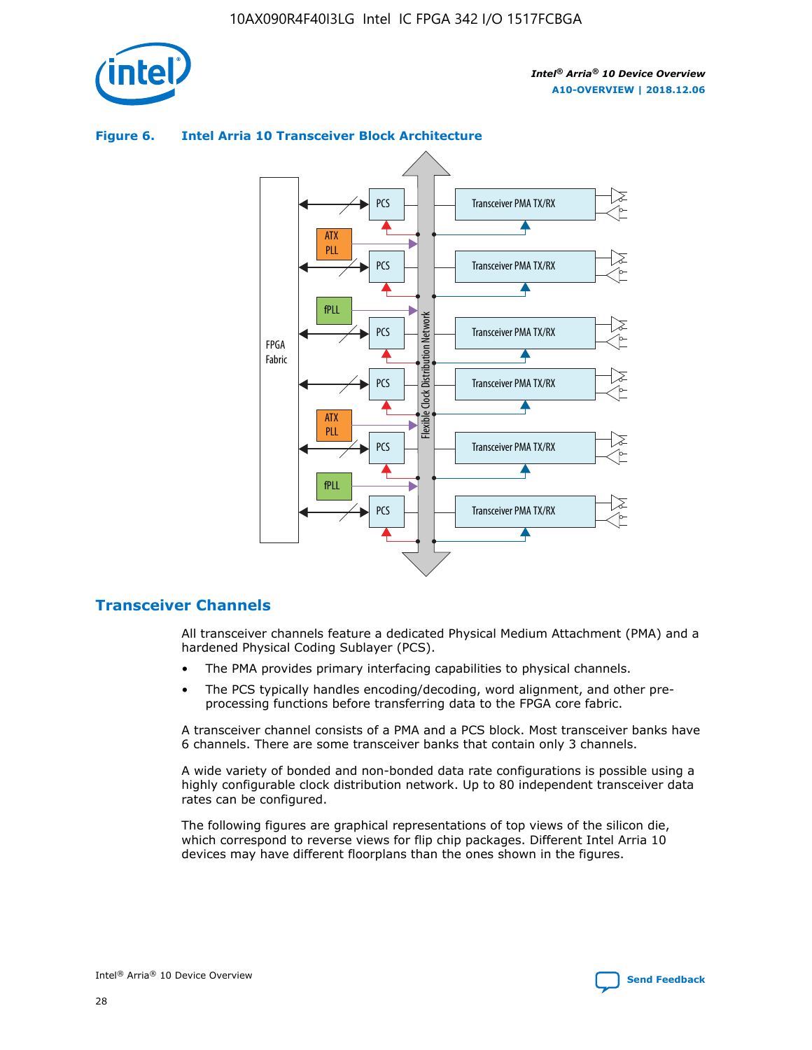**Figure 6. Intel Arria 10 Transceiver Block Architecture**

## Transceiver Channels

All transceiver channels feature a dedicated Physical Medium Attachment (PMA) and a hardened Physical Coding Sublayer (PCS).

- The PMA provides primary interfacing capabilities to physical channels.
- The PCS typically handles encoding/decoding, word alignment, and other pre-processing functions before transferring data to the FPGA core fabric.

A transceiver channel consists of a PMA and a PCS block. Most transceiver banks have 6 channels. There are some transceiver banks that contain only 3 channels.

A wide variety of bonded and non-bonded data rate configurations is possible using a highly configurable clock distribution network. Up to 80 independent transceiver data rates can be configured.

The following figures are graphical representations of top views of the silicon die, which correspond to reverse views for flip chip packages. Different Intel Arria 10 devices may have different floorplans than the ones shown in the figures.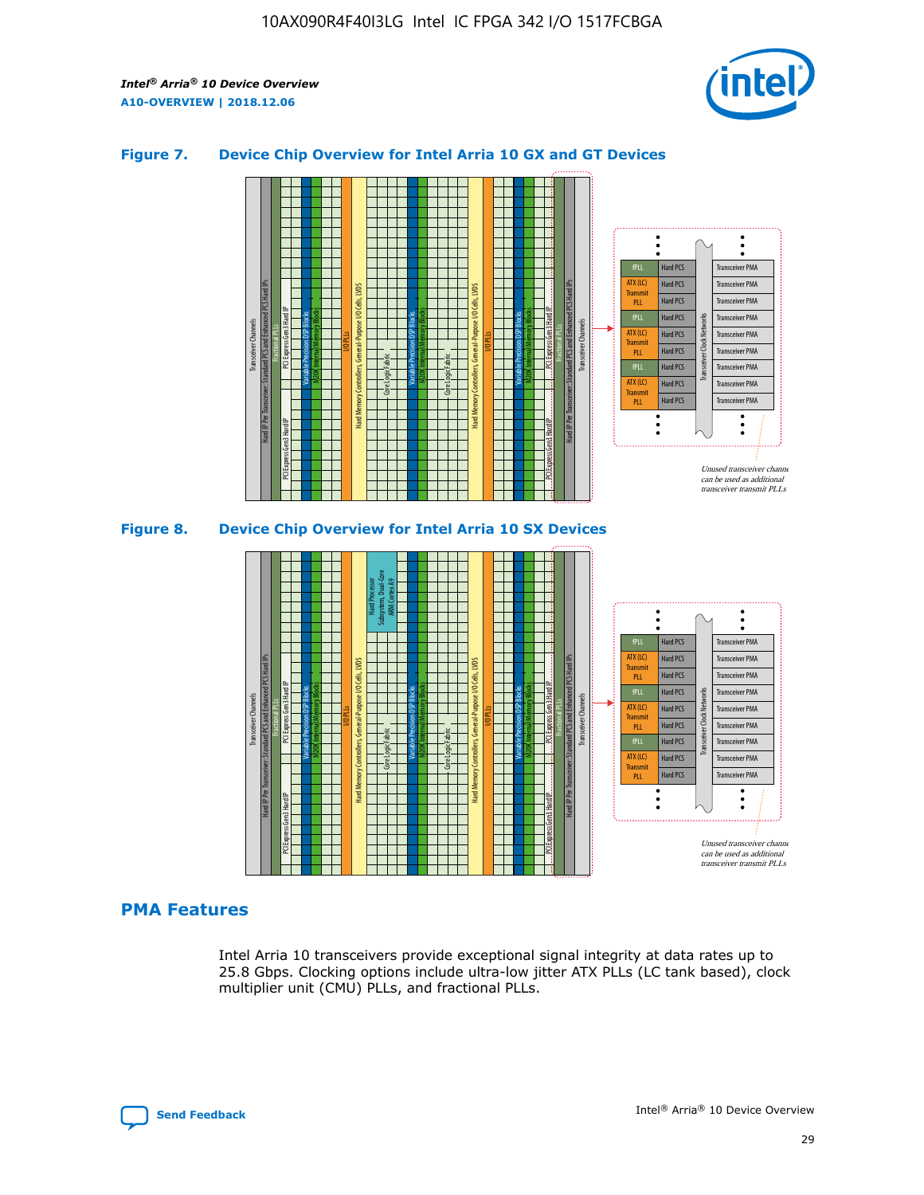### Figure 7. Device Chip Overview for Intel Arria 10 GX and GT Devices

### Figure 8. Device Chip Overview for Intel Arria 10 SX Devices

## PMA Features

Intel Arria 10 transceivers provide exceptional signal integrity at data rates up to 25.8 Gbps. Clocking options include ultra-low jitter ATX PLLs (LC tank based), clock multiplier unit (CMU) PLLs, and fractional PLLs.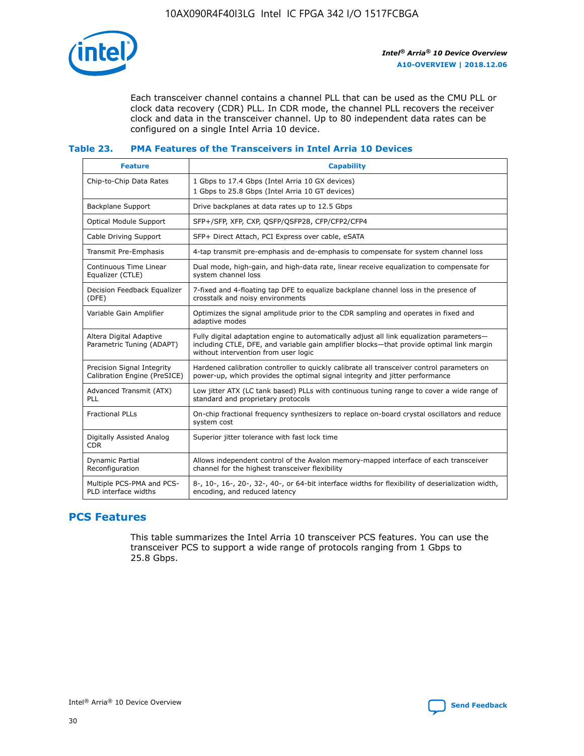Each transceiver channel contains a channel PLL that can be used as the CMU PLL or clock data recovery (CDR) PLL. In CDR mode, the channel PLL recovers the receiver clock and data in the transceiver channel. Up to 80 independent data rates can be configured on a single Intel Arria 10 device.

### Table 23. PMA Features of the Transceivers in Intel Arria 10 Devices

| Feature | Capability |
| --- | --- |
| Chip-to-Chip Data Rates | 1 Gbps to 17.4 Gbps (Intel Arria 10 GX devices)<br>1 Gbps to 25.8 Gbps (Intel Arria 10 GT devices) |
| Backplane Support | Drive backplanes at data rates up to 12.5 Gbps |
| Optical Module Support | SFP+/SFP, XFP, CXP, QSFP/QSFP28, CFP/CFP2/CFP4 |
| Cable Driving Support | SFP+ Direct Attach, PCI Express over cable, eSATA |
| Transmit Pre-Emphasis | 4-tap transmit pre-emphasis and de-emphasis to compensate for system channel loss |
| Continuous Time Linear Equalizer (CTLE) | Dual mode, high-gain, and high-data rate, linear receive equalization to compensate for system channel loss |
| Decision Feedback Equalizer (DFE) | 7-fixed and 4-floating tap DFE to equalize backplane channel loss in the presence of crosstalk and noisy environments |
| Variable Gain Amplifier | Optimizes the signal amplitude prior to the CDR sampling and operates in fixed and adaptive modes |
| Altera Digital Adaptive Parametric Tuning (ADAPT) | Fully digital adaptation engine to automatically adjust all link equalization parameters—including CTLE, DFE, and variable gain amplifier blocks—that provide optimal link margin without intervention from user logic |
| Precision Signal Integrity Calibration Engine (PreSICE) | Hardened calibration controller to quickly calibrate all transceiver control parameters on power-up, which provides the optimal signal integrity and jitter performance |
| Advanced Transmit (ATX) PLL | Low jitter ATX (LC tank based) PLLs with continuous tuning range to cover a wide range of standard and proprietary protocols |
| Fractional PLLs | On-chip fractional frequency synthesizers to replace on-board crystal oscillators and reduce system cost |
| Digitally Assisted Analog CDR | Superior jitter tolerance with fast lock time |
| Dynamic Partial Reconfiguration | Allows independent control of the Avalon memory-mapped interface of each transceiver channel for the highest transceiver flexibility |
| Multiple PCS-PMA and PCS-PLD interface widths | 8-, 10-, 16-, 20-, 32-, 40-, or 64-bit interface widths for flexibility of deserialization width, encoding, and reduced latency |

## PCS Features

This table summarizes the Intel Arria 10 transceiver PCS features. You can use the transceiver PCS to support a wide range of protocols ranging from 1 Gbps to 25.8 Gbps.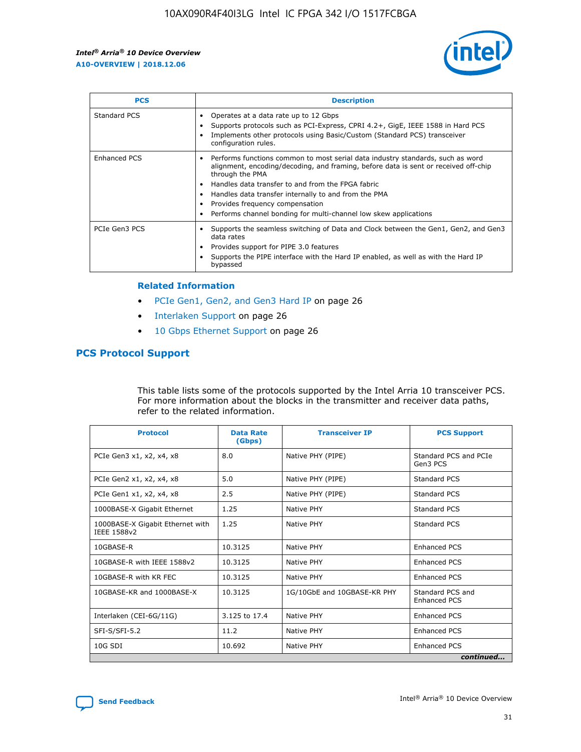| PCS | Description |
| --- | --- |
| Standard PCS | • Operates at a data rate up to 12 Gbps<br>• Supports protocols such as PCI-Express, CPRI 4.2+, GigE, IEEE 1588 in Hard PCS<br>• Implements other protocols using Basic/Custom (Standard PCS) transceiver configuration rules. |
| Enhanced PCS | • Performs functions common to most serial data industry standards, such as word alignment, encoding/decoding, and framing, before data is sent or received off-chip through the PMA<br>• Handles data transfer to and from the FPGA fabric<br>• Handles data transfer internally to and from the PMA<br>• Provides frequency compensation<br>• Performs channel bonding for multi-channel low skew applications |
| PCIe Gen3 PCS | • Supports the seamless switching of Data and Clock between the Gen1, Gen2, and Gen3 data rates<br>• Provides support for PIPE 3.0 features<br>• Supports the PIPE interface with the Hard IP enabled, as well as with the Hard IP bypassed |

**Related Information**

- PCIe Gen1, Gen2, and Gen3 Hard IP on page 26
- Interlaken Support on page 26
- 10 Gbps Ethernet Support on page 26

## PCS Protocol Support

This table lists some of the protocols supported by the Intel Arria 10 transceiver PCS. For more information about the blocks in the transmitter and receiver data paths, refer to the related information.

| Protocol | Data Rate (Gbps) | Transceiver IP | PCS Support |
| --- | --- | --- | --- |
| PCIe Gen3 x1, x2, x4, x8 | 8.0 | Native PHY (PIPE) | Standard PCS and PCIe Gen3 PCS |
| PCIe Gen2 x1, x2, x4, x8 | 5.0 | Native PHY (PIPE) | Standard PCS |
| PCIe Gen1 x1, x2, x4, x8 | 2.5 | Native PHY (PIPE) | Standard PCS |
| 1000BASE-X Gigabit Ethernet | 1.25 | Native PHY | Standard PCS |
| 1000BASE-X Gigabit Ethernet with IEEE 1588v2 | 1.25 | Native PHY | Standard PCS |
| 10GBASE-R | 10.3125 | Native PHY | Enhanced PCS |
| 10GBASE-R with IEEE 1588v2 | 10.3125 | Native PHY | Enhanced PCS |
| 10GBASE-R with KR FEC | 10.3125 | Native PHY | Enhanced PCS |
| 10GBASE-KR and 1000BASE-X | 10.3125 | 1G/10GbE and 10GBASE-KR PHY | Standard PCS and Enhanced PCS |
| Interlaken (CEI-6G/11G) | 3.125 to 17.4 | Native PHY | Enhanced PCS |
| SFI-S/SFI-5.2 | 11.2 | Native PHY | Enhanced PCS |
| 10G SDI | 10.692 | Native PHY | Enhanced PCS |

*continued...*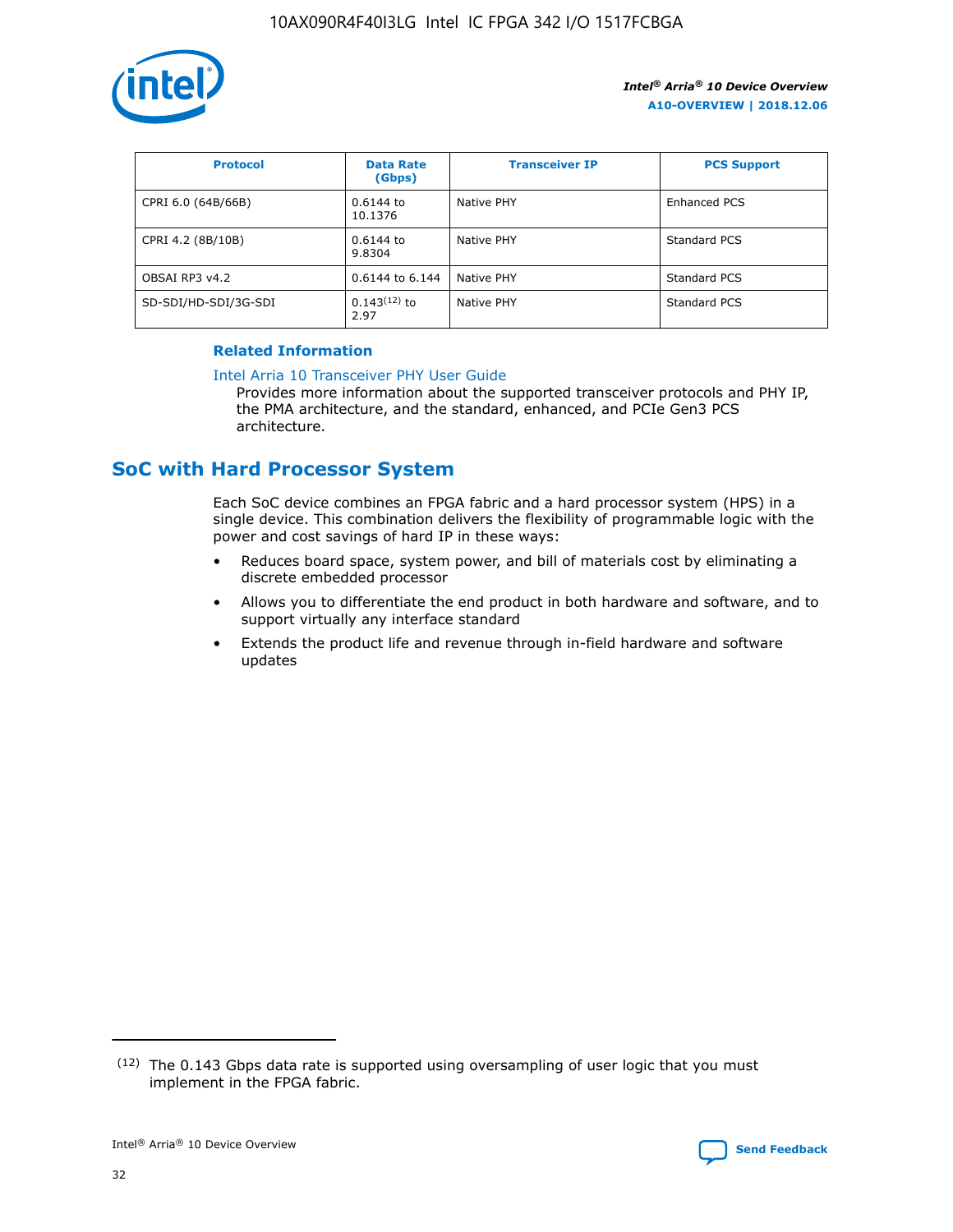| Protocol | Data Rate (Gbps) | Transceiver IP | PCS Support |
| --- | --- | --- | --- |
| CPRI 6.0 (64B/66B) | 0.6144 to 10.1376 | Native PHY | Enhanced PCS |
| CPRI 4.2 (8B/10B) | 0.6144 to 9.8304 | Native PHY | Standard PCS |
| OBSAI RP3 v4.2 | 0.6144 to 6.144 | Native PHY | Standard PCS |
| SD-SDI/HD-SDI/3G-SDI | 0.143[12] to 2.97 | Native PHY | Standard PCS |

**Related Information**

Intel Arria 10 Transceiver PHY User Guide

Provides more information about the supported transceiver protocols and PHY IP, the PMA architecture, and the standard, enhanced, and PCIe Gen3 PCS architecture.

## SoC with Hard Processor System

Each SoC device combines an FPGA fabric and a hard processor system (HPS) in a single device. This combination delivers the flexibility of programmable logic with the power and cost savings of hard IP in these ways:

- Reduces board space, system power, and bill of materials cost by eliminating a discrete embedded processor
- Allows you to differentiate the end product in both hardware and software, and to support virtually any interface standard
- Extends the product life and revenue through in-field hardware and software updates

(12) The 0.143 Gbps data rate is supported using oversampling of user logic that you must implement in the FPGA fabric.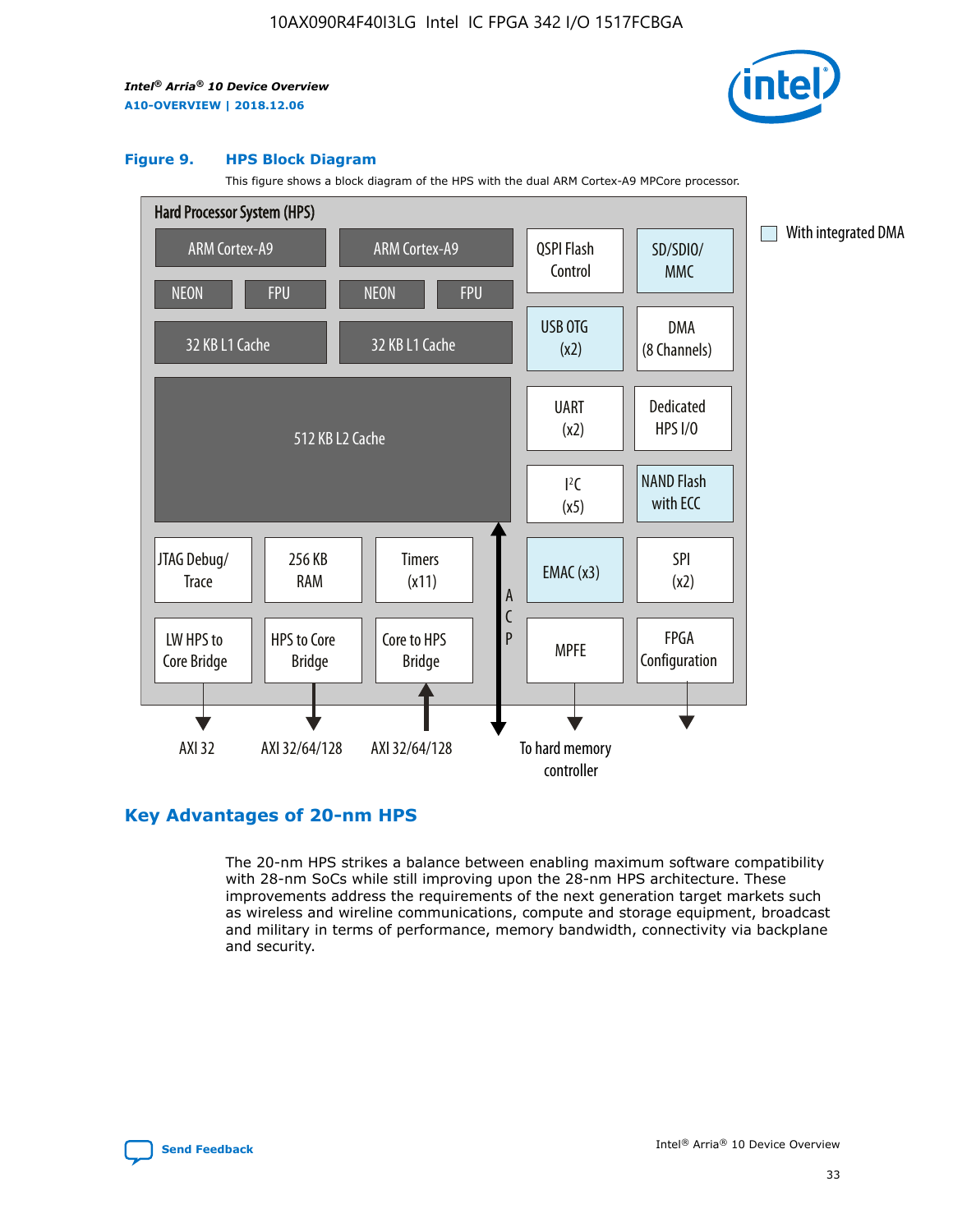### Figure 9. HPS Block Diagram

This figure shows a block diagram of the HPS with the dual ARM Cortex-A9 MPCore processor.

Hard Processor System (HPS)

ARM Cortex-A9 | ARM Cortex-A9 | QSPI Flash Control | SD/SDIO/MMC

NEON | FPU | NEON | FPU

32 KB L1 Cache | 32 KB L1 Cache | USB OTG (x2) | DMA (8 Channels)

512 KB L2 Cache | UART (x2) | Dedicated HPS I/O | I²C (x5) | NAND Flash with ECC

JTAG Debug/Trace | 256 KB RAM | Timers (x11) | ACP | EMAC (x3) | SPI (x2)

LW HPS to Core Bridge | HPS to Core Bridge | Core to HPS Bridge | MPFE | FPGA Configuration

AXI 32 | AXI 32/64/128 | AXI 32/64/128 | To hard memory controller

With integrated DMA

## Key Advantages of 20-nm HPS

The 20-nm HPS strikes a balance between enabling maximum software compatibility with 28-nm SoCs while still improving upon the 28-nm HPS architecture. These improvements address the requirements of the next generation target markets such as wireless and wireline communications, compute and storage equipment, broadcast and military in terms of performance, memory bandwidth, connectivity via backplane and security.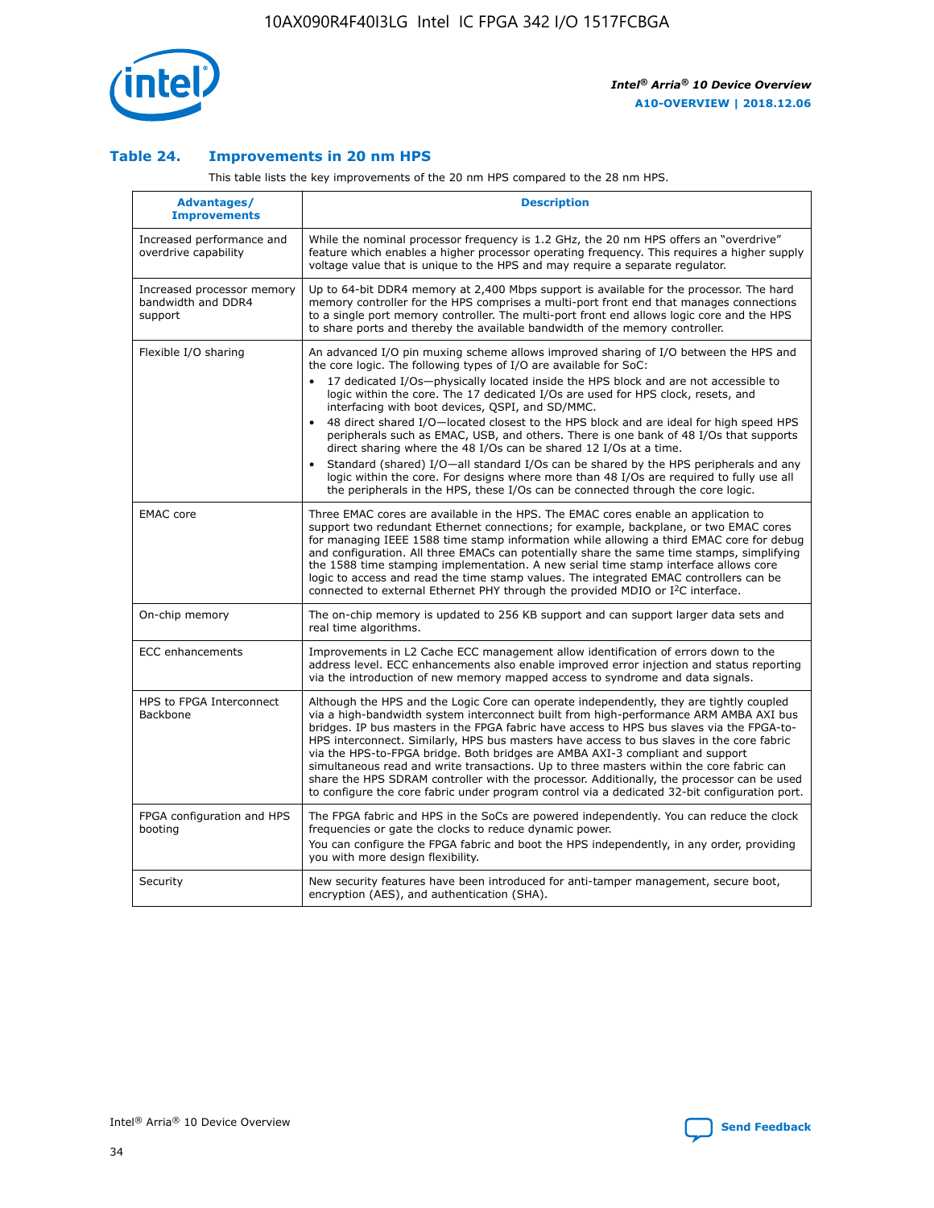## Table 24. Improvements in 20 nm HPS

This table lists the key improvements of the 20 nm HPS compared to the 28 nm HPS.

| Advantages/ Improvements | Description |
|---|---|
| Increased performance and overdrive capability | While the nominal processor frequency is 1.2 GHz, the 20 nm HPS offers an "overdrive" feature which enables a higher processor operating frequency. This requires a higher supply voltage value that is unique to the HPS and may require a separate regulator. |
| Increased processor memory bandwidth and DDR4 support | Up to 64-bit DDR4 memory at 2,400 Mbps support is available for the processor. The hard memory controller for the HPS comprises a multi-port front end that manages connections to a single port memory controller. The multi-port front end allows logic core and the HPS to share ports and thereby the available bandwidth of the memory controller. |
| Flexible I/O sharing | An advanced I/O pin muxing scheme allows improved sharing of I/O between the HPS and the core logic. The following types of I/O are available for SoC:<br>• 17 dedicated I/Os—physically located inside the HPS block and are not accessible to logic within the core. The 17 dedicated I/Os are used for HPS clock, resets, and interfacing with boot devices, QSPI, and SD/MMC.<br>• 48 direct shared I/O—located closest to the HPS block and are ideal for high speed HPS peripherals such as EMAC, USB, and others. There is one bank of 48 I/Os that supports direct sharing where the 48 I/Os can be shared 12 I/Os at a time.<br>• Standard (shared) I/O—all standard I/Os can be shared by the HPS peripherals and any logic within the core. For designs where more than 48 I/Os are required to fully use all the peripherals in the HPS, these I/Os can be connected through the core logic. |
| EMAC core | Three EMAC cores are available in the HPS. The EMAC cores enable an application to support two redundant Ethernet connections; for example, backplane, or two EMAC cores for managing IEEE 1588 time stamp information while allowing a third EMAC core for debug and configuration. All three EMACs can potentially share the same time stamps, simplifying the 1588 time stamping implementation. A new serial time stamp interface allows core logic to access and read the time stamp values. The integrated EMAC controllers can be connected to external Ethernet PHY through the provided MDIO or I2C interface. |
| On-chip memory | The on-chip memory is updated to 256 KB support and can support larger data sets and real time algorithms. |
| ECC enhancements | Improvements in L2 Cache ECC management allow identification of errors down to the address level. ECC enhancements also enable improved error injection and status reporting via the introduction of new memory mapped access to syndrome and data signals. |
| HPS to FPGA Interconnect Backbone | Although the HPS and the Logic Core can operate independently, they are tightly coupled via a high-bandwidth system interconnect built from high-performance ARM AMBA AXI bus bridges. IP bus masters in the FPGA fabric have access to HPS bus slaves via the FPGA-to-HPS interconnect. Similarly, HPS bus masters have access to bus slaves in the core fabric via the HPS-to-FPGA bridge. Both bridges are AMBA AXI-3 compliant and support simultaneous read and write transactions. Up to three masters within the core fabric can share the HPS SDRAM controller with the processor. Additionally, the processor can be used to configure the core fabric under program control via a dedicated 32-bit configuration port. |
| FPGA configuration and HPS booting | The FPGA fabric and HPS in the SoCs are powered independently. You can reduce the clock frequencies or gate the clocks to reduce dynamic power.<br>You can configure the FPGA fabric and boot the HPS independently, in any order, providing you with more design flexibility. |
| Security | New security features have been introduced for anti-tamper management, secure boot, encryption (AES), and authentication (SHA). |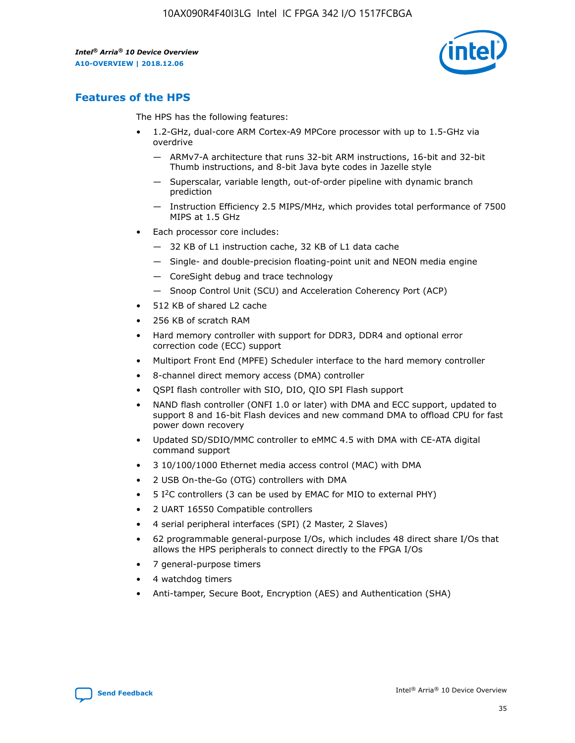## Features of the HPS

The HPS has the following features:

- 1.2-GHz, dual-core ARM Cortex-A9 MPCore processor with up to 1.5-GHz via overdrive
  - — ARMv7-A architecture that runs 32-bit ARM instructions, 16-bit and 32-bit Thumb instructions, and 8-bit Java byte codes in Jazelle style
  - — Superscalar, variable length, out-of-order pipeline with dynamic branch prediction
  - — Instruction Efficiency 2.5 MIPS/MHz, which provides total performance of 7500 MIPS at 1.5 GHz
- Each processor core includes:
  - — 32 KB of L1 instruction cache, 32 KB of L1 data cache
  - — Single- and double-precision floating-point unit and NEON media engine
  - — CoreSight debug and trace technology
  - — Snoop Control Unit (SCU) and Acceleration Coherency Port (ACP)
- 512 KB of shared L2 cache
- 256 KB of scratch RAM
- Hard memory controller with support for DDR3, DDR4 and optional error correction code (ECC) support
- Multiport Front End (MPFE) Scheduler interface to the hard memory controller
- 8-channel direct memory access (DMA) controller
- QSPI flash controller with SIO, DIO, QIO SPI Flash support
- NAND flash controller (ONFI 1.0 or later) with DMA and ECC support, updated to support 8 and 16-bit Flash devices and new command DMA to offload CPU for fast power down recovery
- Updated SD/SDIO/MMC controller to eMMC 4.5 with DMA with CE-ATA digital command support
- 3 10/100/1000 Ethernet media access control (MAC) with DMA
- 2 USB On-the-Go (OTG) controllers with DMA
- 5 I²C controllers (3 can be used by EMAC for MIO to external PHY)
- 2 UART 16550 Compatible controllers
- 4 serial peripheral interfaces (SPI) (2 Master, 2 Slaves)
- 62 programmable general-purpose I/Os, which includes 48 direct share I/Os that allows the HPS peripherals to connect directly to the FPGA I/Os
- 7 general-purpose timers
- 4 watchdog timers
- Anti-tamper, Secure Boot, Encryption (AES) and Authentication (SHA)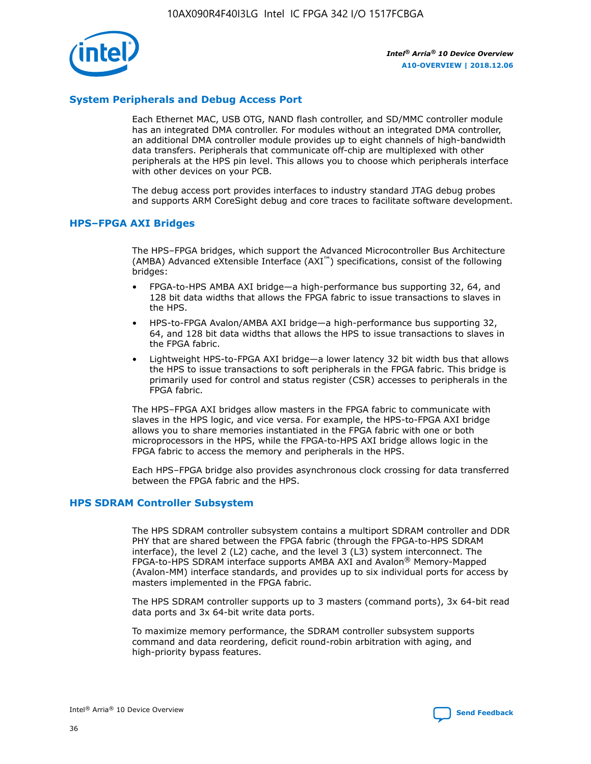## System Peripherals and Debug Access Port

Each Ethernet MAC, USB OTG, NAND flash controller, and SD/MMC controller module has an integrated DMA controller. For modules without an integrated DMA controller, an additional DMA controller module provides up to eight channels of high-bandwidth data transfers. Peripherals that communicate off-chip are multiplexed with other peripherals at the HPS pin level. This allows you to choose which peripherals interface with other devices on your PCB.

The debug access port provides interfaces to industry standard JTAG debug probes and supports ARM CoreSight debug and core traces to facilitate software development.

## HPS–FPGA AXI Bridges

The HPS–FPGA bridges, which support the Advanced Microcontroller Bus Architecture (AMBA) Advanced eXtensible Interface (AXI™) specifications, consist of the following bridges:

- FPGA-to-HPS AMBA AXI bridge—a high-performance bus supporting 32, 64, and 128 bit data widths that allows the FPGA fabric to issue transactions to slaves in the HPS.
- HPS-to-FPGA Avalon/AMBA AXI bridge—a high-performance bus supporting 32, 64, and 128 bit data widths that allows the HPS to issue transactions to slaves in the FPGA fabric.
- Lightweight HPS-to-FPGA AXI bridge—a lower latency 32 bit width bus that allows the HPS to issue transactions to soft peripherals in the FPGA fabric. This bridge is primarily used for control and status register (CSR) accesses to peripherals in the FPGA fabric.

The HPS–FPGA AXI bridges allow masters in the FPGA fabric to communicate with slaves in the HPS logic, and vice versa. For example, the HPS-to-FPGA AXI bridge allows you to share memories instantiated in the FPGA fabric with one or both microprocessors in the HPS, while the FPGA-to-HPS AXI bridge allows logic in the FPGA fabric to access the memory and peripherals in the HPS.

Each HPS–FPGA bridge also provides asynchronous clock crossing for data transferred between the FPGA fabric and the HPS.

## HPS SDRAM Controller Subsystem

The HPS SDRAM controller subsystem contains a multiport SDRAM controller and DDR PHY that are shared between the FPGA fabric (through the FPGA-to-HPS SDRAM interface), the level 2 (L2) cache, and the level 3 (L3) system interconnect. The FPGA-to-HPS SDRAM interface supports AMBA AXI and Avalon® Memory-Mapped (Avalon-MM) interface standards, and provides up to six individual ports for access by masters implemented in the FPGA fabric.

The HPS SDRAM controller supports up to 3 masters (command ports), 3x 64-bit read data ports and 3x 64-bit write data ports.

To maximize memory performance, the SDRAM controller subsystem supports command and data reordering, deficit round-robin arbitration with aging, and high-priority bypass features.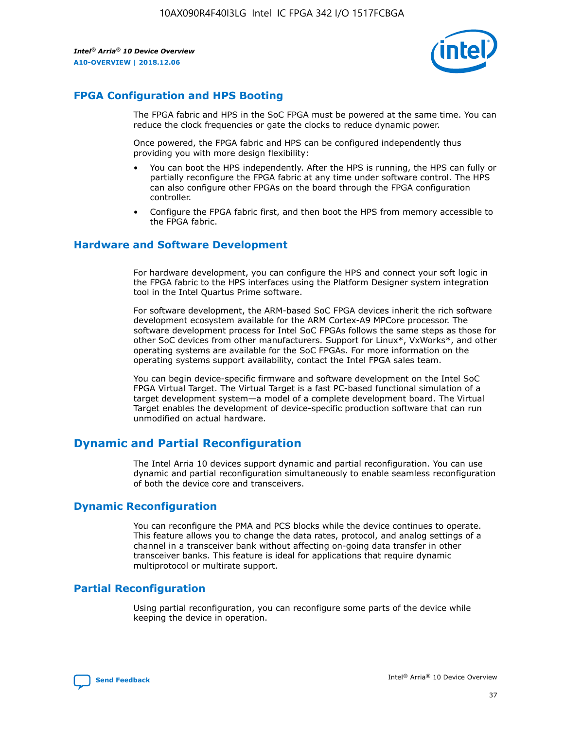## FPGA Configuration and HPS Booting

The FPGA fabric and HPS in the SoC FPGA must be powered at the same time. You can reduce the clock frequencies or gate the clocks to reduce dynamic power.

Once powered, the FPGA fabric and HPS can be configured independently thus providing you with more design flexibility:

- You can boot the HPS independently. After the HPS is running, the HPS can fully or partially reconfigure the FPGA fabric at any time under software control. The HPS can also configure other FPGAs on the board through the FPGA configuration controller.
- Configure the FPGA fabric first, and then boot the HPS from memory accessible to the FPGA fabric.

## Hardware and Software Development

For hardware development, you can configure the HPS and connect your soft logic in the FPGA fabric to the HPS interfaces using the Platform Designer system integration tool in the Intel Quartus Prime software.

For software development, the ARM-based SoC FPGA devices inherit the rich software development ecosystem available for the ARM Cortex-A9 MPCore processor. The software development process for Intel SoC FPGAs follows the same steps as those for other SoC devices from other manufacturers. Support for Linux*, VxWorks*, and other operating systems are available for the SoC FPGAs. For more information on the operating systems support availability, contact the Intel FPGA sales team.

You can begin device-specific firmware and software development on the Intel SoC FPGA Virtual Target. The Virtual Target is a fast PC-based functional simulation of a target development system—a model of a complete development board. The Virtual Target enables the development of device-specific production software that can run unmodified on actual hardware.

# Dynamic and Partial Reconfiguration

The Intel Arria 10 devices support dynamic and partial reconfiguration. You can use dynamic and partial reconfiguration simultaneously to enable seamless reconfiguration of both the device core and transceivers.

## Dynamic Reconfiguration

You can reconfigure the PMA and PCS blocks while the device continues to operate. This feature allows you to change the data rates, protocol, and analog settings of a channel in a transceiver bank without affecting on-going data transfer in other transceiver banks. This feature is ideal for applications that require dynamic multiprotocol or multirate support.

## Partial Reconfiguration

Using partial reconfiguration, you can reconfigure some parts of the device while keeping the device in operation.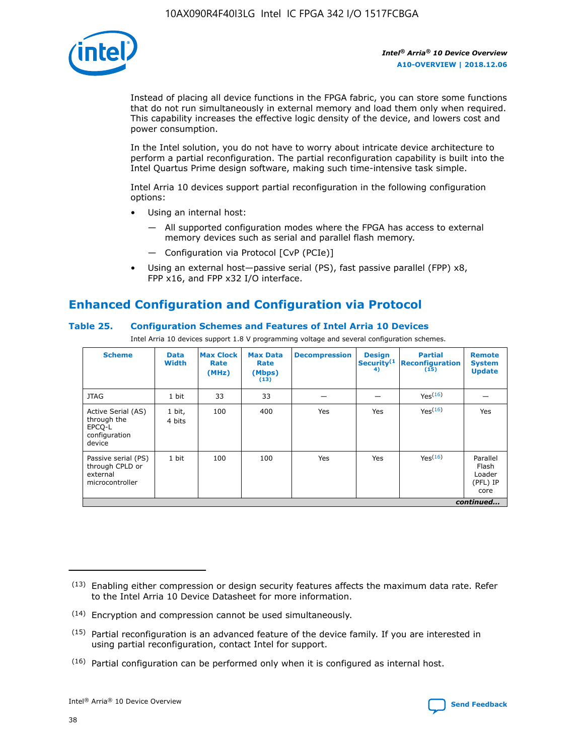Instead of placing all device functions in the FPGA fabric, you can store some functions that do not run simultaneously in external memory and load them only when required. This capability increases the effective logic density of the device, and lowers cost and power consumption.

In the Intel solution, you do not have to worry about intricate device architecture to perform a partial reconfiguration. The partial reconfiguration capability is built into the Intel Quartus Prime design software, making such time-intensive task simple.

Intel Arria 10 devices support partial reconfiguration in the following configuration options:

- Using an internal host:
  - — All supported configuration modes where the FPGA has access to external memory devices such as serial and parallel flash memory.
  - — Configuration via Protocol [CvP (PCIe)]
- Using an external host—passive serial (PS), fast passive parallel (FPP) x8, FPP x16, and FPP x32 I/O interface.

## Enhanced Configuration and Configuration via Protocol

### Table 25. Configuration Schemes and Features of Intel Arria 10 Devices

Intel Arria 10 devices support 1.8 V programming voltage and several configuration schemes.

| Scheme | Data Width | Max Clock Rate (MHz) | Max Data Rate (Mbps) (13) | Decompression | Design Security (14) | Partial Reconfiguration (15) | Remote System Update |
|---|---|---|---|---|---|---|---|
| JTAG | 1 bit | 33 | 33 | — | — | Yes (16) | — |
| Active Serial (AS) through the EPCQ-L configuration device | 1 bit, 4 bits | 100 | 400 | Yes | Yes | Yes (16) | Yes |
| Passive serial (PS) through CPLD or external microcontroller | 1 bit | 100 | 100 | Yes | Yes | Yes (16) | Parallel Flash Loader (PFL) IP core |

*continued...*

(13) Enabling either compression or design security features affects the maximum data rate. Refer to the Intel Arria 10 Device Datasheet for more information.

(14) Encryption and compression cannot be used simultaneously.

(15) Partial reconfiguration is an advanced feature of the device family. If you are interested in using partial reconfiguration, contact Intel for support.

(16) Partial configuration can be performed only when it is configured as internal host.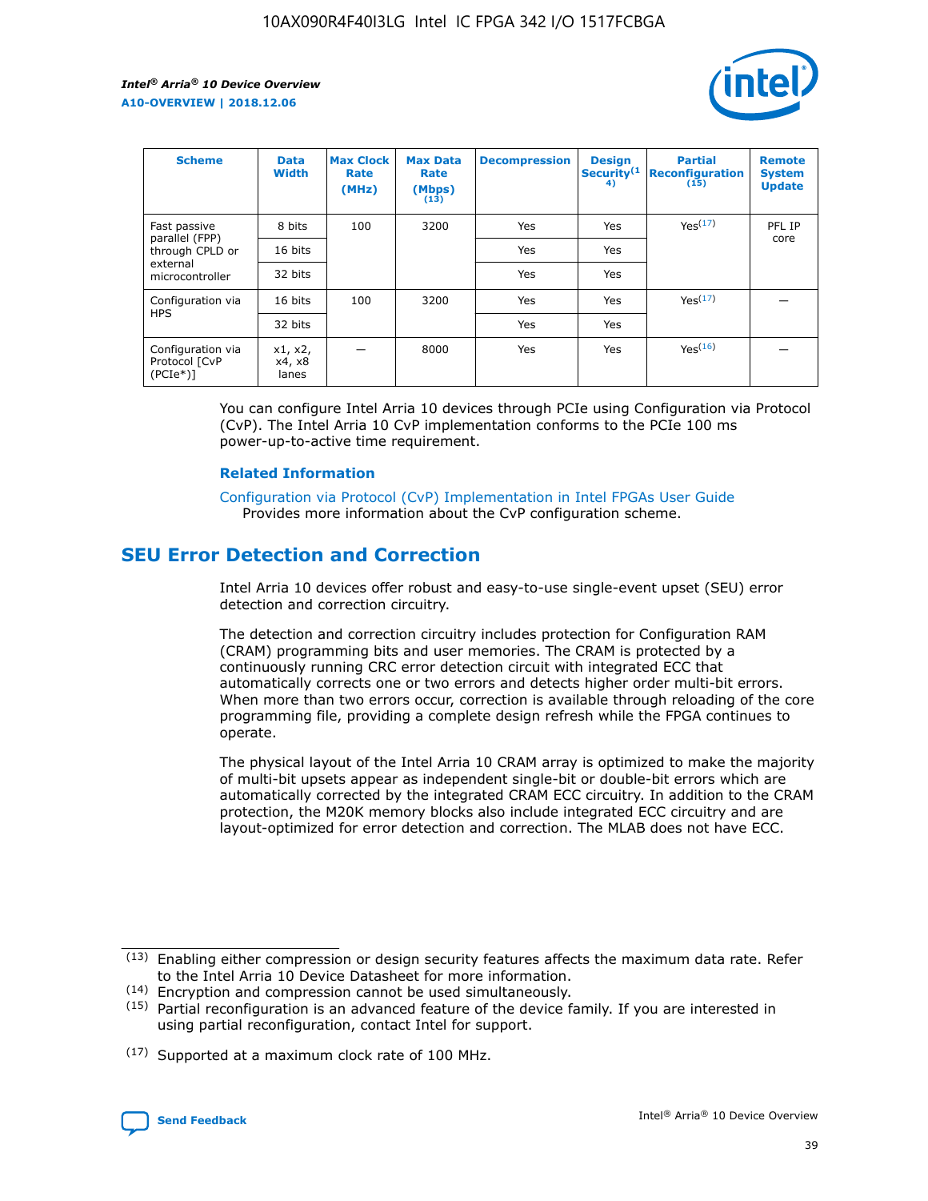| Scheme | Data Width | Max Clock Rate (MHz) | Max Data Rate (Mbps) (13) | Decompression | Design Security(14) | Partial Reconfiguration (15) | Remote System Update |
| --- | --- | --- | --- | --- | --- | --- | --- |
| Fast passive parallel (FPP) through CPLD or external microcontroller | 8 bits | 100 | 3200 | Yes | Yes | Yes(17) | PFL IP core |
| | 16 bits | | | Yes | Yes | | |
| | 32 bits | | | Yes | Yes | | |
| Configuration via HPS | 16 bits | 100 | 3200 | Yes | Yes | Yes(17) | — |
| | 32 bits | | | Yes | Yes | | |
| Configuration via Protocol [CvP (PCIe*)] | x1, x2, x4, x8 lanes | — | 8000 | Yes | Yes | Yes(16) | — |

You can configure Intel Arria 10 devices through PCIe using Configuration via Protocol (CvP). The Intel Arria 10 CvP implementation conforms to the PCIe 100 ms power-up-to-active time requirement.

### Related Information

Configuration via Protocol (CvP) Implementation in Intel FPGAs User Guide
Provides more information about the CvP configuration scheme.

## SEU Error Detection and Correction

Intel Arria 10 devices offer robust and easy-to-use single-event upset (SEU) error detection and correction circuitry.

The detection and correction circuitry includes protection for Configuration RAM (CRAM) programming bits and user memories. The CRAM is protected by a continuously running CRC error detection circuit with integrated ECC that automatically corrects one or two errors and detects higher order multi-bit errors. When more than two errors occur, correction is available through reloading of the core programming file, providing a complete design refresh while the FPGA continues to operate.

The physical layout of the Intel Arria 10 CRAM array is optimized to make the majority of multi-bit upsets appear as independent single-bit or double-bit errors which are automatically corrected by the integrated CRAM ECC circuitry. In addition to the CRAM protection, the M20K memory blocks also include integrated ECC circuitry and are layout-optimized for error detection and correction. The MLAB does not have ECC.

(13) Enabling either compression or design security features affects the maximum data rate. Refer to the Intel Arria 10 Device Datasheet for more information.

(14) Encryption and compression cannot be used simultaneously.

(15) Partial reconfiguration is an advanced feature of the device family. If you are interested in using partial reconfiguration, contact Intel for support.

(17) Supported at a maximum clock rate of 100 MHz.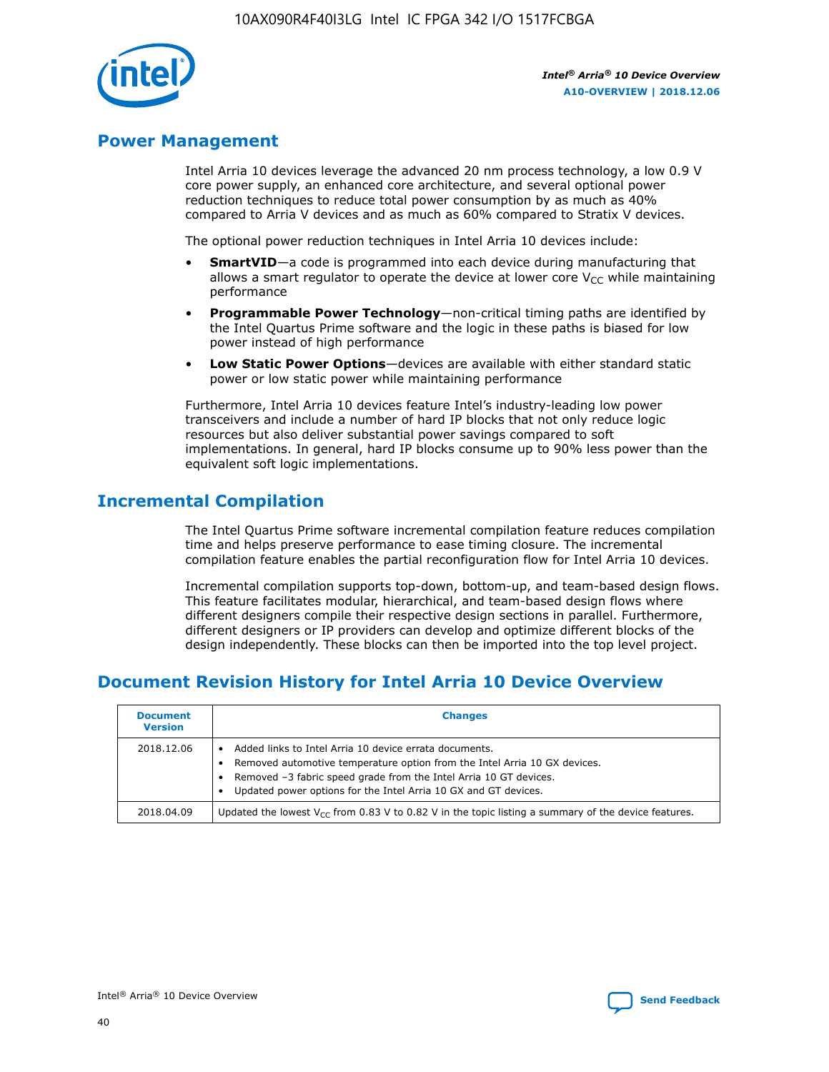## Power Management

Intel Arria 10 devices leverage the advanced 20 nm process technology, a low 0.9 V core power supply, an enhanced core architecture, and several optional power reduction techniques to reduce total power consumption by as much as 40% compared to Arria V devices and as much as 60% compared to Stratix V devices.

The optional power reduction techniques in Intel Arria 10 devices include:

- **SmartVID**—a code is programmed into each device during manufacturing that allows a smart regulator to operate the device at lower core $V_{CC}$ while maintaining performance
- **Programmable Power Technology**—non-critical timing paths are identified by the Intel Quartus Prime software and the logic in these paths is biased for low power instead of high performance
- **Low Static Power Options**—devices are available with either standard static power or low static power while maintaining performance

Furthermore, Intel Arria 10 devices feature Intel's industry-leading low power transceivers and include a number of hard IP blocks that not only reduce logic resources but also deliver substantial power savings compared to soft implementations. In general, hard IP blocks consume up to 90% less power than the equivalent soft logic implementations.

## Incremental Compilation

The Intel Quartus Prime software incremental compilation feature reduces compilation time and helps preserve performance to ease timing closure. The incremental compilation feature enables the partial reconfiguration flow for Intel Arria 10 devices.

Incremental compilation supports top-down, bottom-up, and team-based design flows. This feature facilitates modular, hierarchical, and team-based design flows where different designers compile their respective design sections in parallel. Furthermore, different designers or IP providers can develop and optimize different blocks of the design independently. These blocks can then be imported into the top level project.

## Document Revision History for Intel Arria 10 Device Overview

| Document Version | Changes |
| --- | --- |
| 2018.12.06 | • Added links to Intel Arria 10 device errata documents.<br>• Removed automotive temperature option from the Intel Arria 10 GX devices.<br>• Removed –3 fabric speed grade from the Intel Arria 10 GT devices.<br>• Updated power options for the Intel Arria 10 GX and GT devices. |
| 2018.04.09 | Updated the lowest $V_{CC}$ from 0.83 V to 0.82 V in the topic listing a summary of the device features. |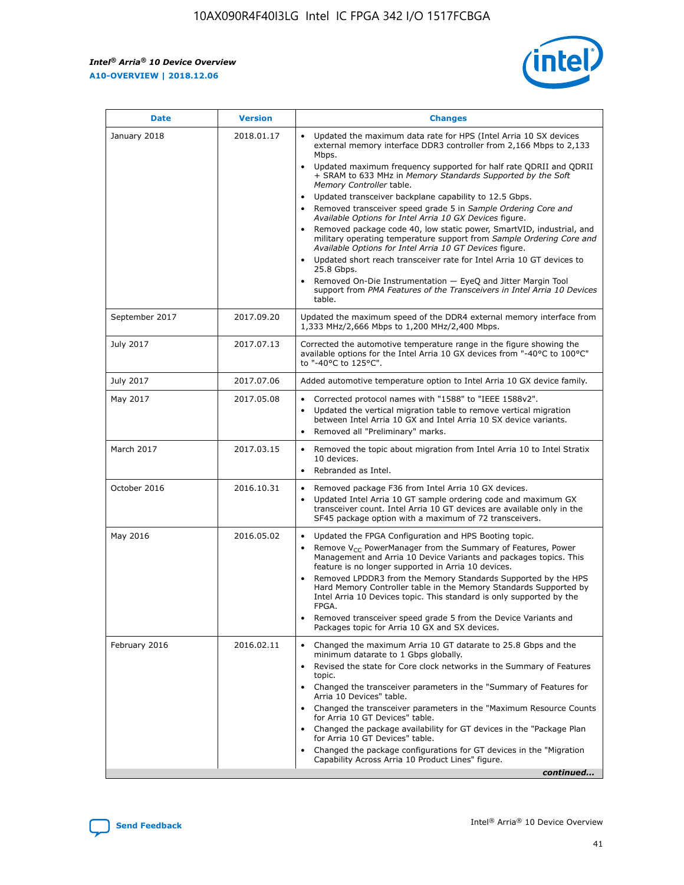| Date | Version | Changes |
| --- | --- | --- |
| January 2018 | 2018.01.17 | • Updated the maximum data rate for HPS (Intel Arria 10 SX devices external memory interface DDR3 controller from 2,166 Mbps to 2,133 Mbps.<br>• Updated maximum frequency supported for half rate QDRII and QDRII + SRAM to 633 MHz in *Memory Standards Supported by the Soft Memory Controller* table.<br>• Updated transceiver backplane capability to 12.5 Gbps.<br>• Removed transceiver speed grade 5 in *Sample Ordering Core and Available Options for Intel Arria 10 GX Devices* figure.<br>• Removed package code 40, low static power, SmartVID, industrial, and military operating temperature support from *Sample Ordering Core and Available Options for Intel Arria 10 GT Devices* figure.<br>• Updated short reach transceiver rate for Intel Arria 10 GT devices to 25.8 Gbps.<br>• Removed On-Die Instrumentation — EyeQ and Jitter Margin Tool support from *PMA Features of the Transceivers in Intel Arria 10 Devices* table. |
| September 2017 | 2017.09.20 | Updated the maximum speed of the DDR4 external memory interface from 1,333 MHz/2,666 Mbps to 1,200 MHz/2,400 Mbps. |
| July 2017 | 2017.07.13 | Corrected the automotive temperature range in the figure showing the available options for the Intel Arria 10 GX devices from "-40°C to 100°C" to "-40°C to 125°C". |
| July 2017 | 2017.07.06 | Added automotive temperature option to Intel Arria 10 GX device family. |
| May 2017 | 2017.05.08 | • Corrected protocol names with "1588" to "IEEE 1588v2".<br>• Updated the vertical migration table to remove vertical migration between Intel Arria 10 GX and Intel Arria 10 SX device variants.<br>• Removed all "Preliminary" marks. |
| March 2017 | 2017.03.15 | • Removed the topic about migration from Intel Arria 10 to Intel Stratix 10 devices.<br>• Rebranded as Intel. |
| October 2016 | 2016.10.31 | • Removed package F36 from Intel Arria 10 GX devices.<br>• Updated Intel Arria 10 GT sample ordering code and maximum GX transceiver count. Intel Arria 10 GT devices are available only in the SF45 package option with a maximum of 72 transceivers. |
| May 2016 | 2016.05.02 | • Updated the FPGA Configuration and HPS Booting topic.<br>• Remove $V_{CC}$ PowerManager from the Summary of Features, Power Management and Arria 10 Device Variants and packages topics. This feature is no longer supported in Arria 10 devices.<br>• Removed LPDDR3 from the Memory Standards Supported by the HPS Hard Memory Controller table in the Memory Standards Supported by Intel Arria 10 Devices topic. This standard is only supported by the FPGA.<br>• Removed transceiver speed grade 5 from the Device Variants and Packages topic for Arria 10 GX and SX devices. |
| February 2016 | 2016.02.11 | • Changed the maximum Arria 10 GT datarate to 25.8 Gbps and the minimum datarate to 1 Gbps globally.<br>• Revised the state for Core clock networks in the Summary of Features topic.<br>• Changed the transceiver parameters in the "Summary of Features for Arria 10 Devices" table.<br>• Changed the transceiver parameters in the "Maximum Resource Counts for Arria 10 GT Devices" table.<br>• Changed the package availability for GT devices in the "Package Plan for Arria 10 GT Devices" table.<br>• Changed the package configurations for GT devices in the "Migration Capability Across Arria 10 Product Lines" figure. |

*continued...*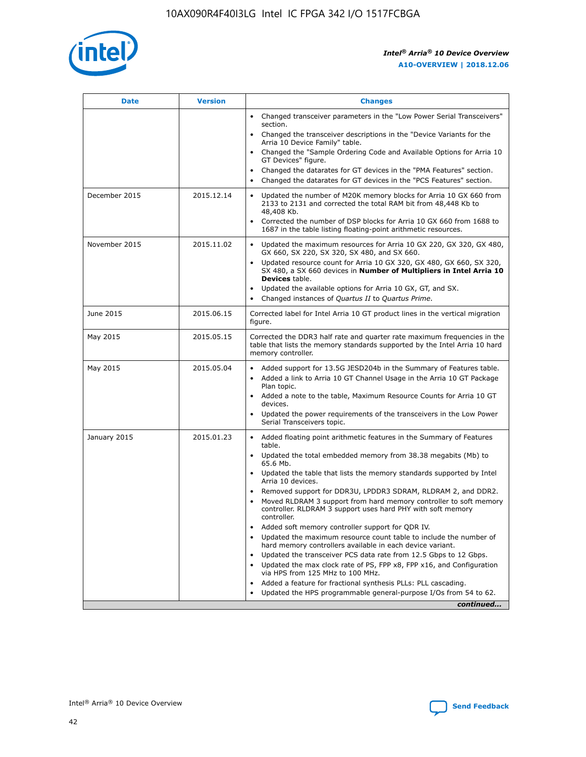| Date | Version | Changes |
| --- | --- | --- |
| | | • Changed transceiver parameters in the "Low Power Serial Transceivers" section.<br>• Changed the transceiver descriptions in the "Device Variants for the Arria 10 Device Family" table.<br>• Changed the "Sample Ordering Code and Available Options for Arria 10 GT Devices" figure.<br>• Changed the datarates for GT devices in the "PMA Features" section.<br>• Changed the datarates for GT devices in the "PCS Features" section. |
| December 2015 | 2015.12.14 | • Updated the number of M20K memory blocks for Arria 10 GX 660 from 2133 to 2131 and corrected the total RAM bit from 48,448 Kb to 48,408 Kb.<br>• Corrected the number of DSP blocks for Arria 10 GX 660 from 1688 to 1687 in the table listing floating-point arithmetic resources. |
| November 2015 | 2015.11.02 | • Updated the maximum resources for Arria 10 GX 220, GX 320, GX 480, GX 660, SX 220, SX 320, SX 480, and SX 660.<br>• Updated resource count for Arria 10 GX 320, GX 480, GX 660, SX 320, SX 480, a SX 660 devices in **Number of Multipliers in Intel Arria 10 Devices** table.<br>• Updated the available options for Arria 10 GX, GT, and SX.<br>• Changed instances of *Quartus II* to *Quartus Prime*. |
| June 2015 | 2015.06.15 | Corrected label for Intel Arria 10 GT product lines in the vertical migration figure. |
| May 2015 | 2015.05.15 | Corrected the DDR3 half rate and quarter rate maximum frequencies in the table that lists the memory standards supported by the Intel Arria 10 hard memory controller. |
| May 2015 | 2015.05.04 | • Added support for 13.5G JESD204b in the Summary of Features table.<br>• Added a link to Arria 10 GT Channel Usage in the Arria 10 GT Package Plan topic.<br>• Added a note to the table, Maximum Resource Counts for Arria 10 GT devices.<br>• Updated the power requirements of the transceivers in the Low Power Serial Transceivers topic. |
| January 2015 | 2015.01.23 | • Added floating point arithmetic features in the Summary of Features table.<br>• Updated the total embedded memory from 38.38 megabits (Mb) to 65.6 Mb.<br>• Updated the table that lists the memory standards supported by Intel Arria 10 devices.<br>• Removed support for DDR3U, LPDDR3 SDRAM, RLDRAM 2, and DDR2.<br>• Moved RLDRAM 3 support from hard memory controller to soft memory controller. RLDRAM 3 support uses hard PHY with soft memory controller.<br>• Added soft memory controller support for QDR IV.<br>• Updated the maximum resource count table to include the number of hard memory controllers available in each device variant.<br>• Updated the transceiver PCS data rate from 12.5 Gbps to 12 Gbps.<br>• Updated the max clock rate of PS, FPP x8, FPP x16, and Configuration via HPS from 125 MHz to 100 MHz.<br>• Added a feature for fractional synthesis PLLs: PLL cascading.<br>• Updated the HPS programmable general-purpose I/Os from 54 to 62. |

*continued...*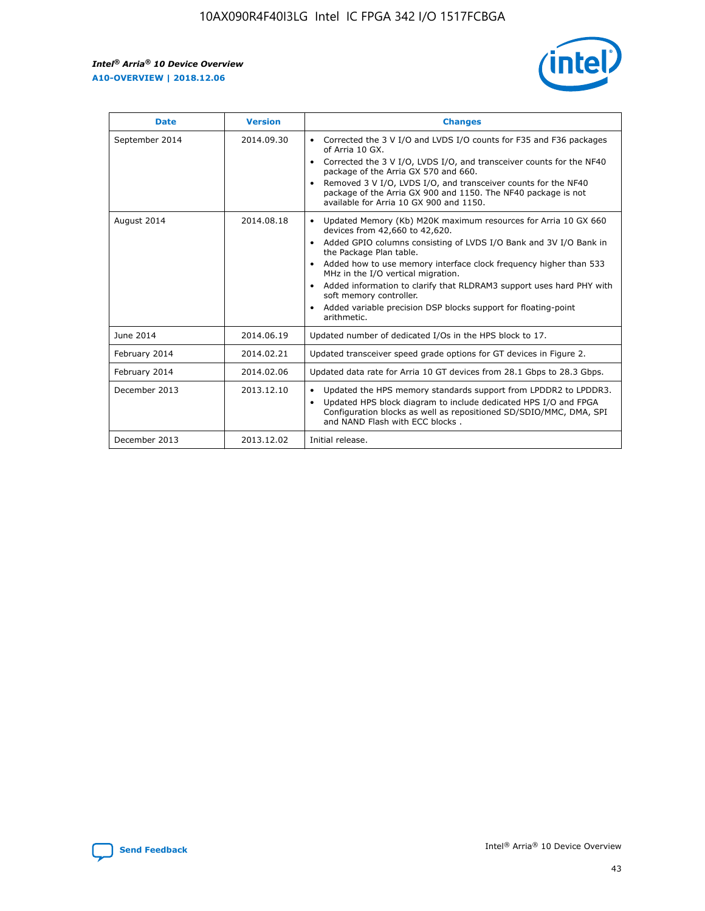| Date | Version | Changes |
| --- | --- | --- |
| September 2014 | 2014.09.30 | • Corrected the 3 V I/O and LVDS I/O counts for F35 and F36 packages of Arria 10 GX.<br>• Corrected the 3 V I/O, LVDS I/O, and transceiver counts for the NF40 package of the Arria GX 570 and 660.<br>• Removed 3 V I/O, LVDS I/O, and transceiver counts for the NF40 package of the Arria GX 900 and 1150. The NF40 package is not available for Arria 10 GX 900 and 1150. |
| August 2014 | 2014.08.18 | • Updated Memory (Kb) M20K maximum resources for Arria 10 GX 660 devices from 42,660 to 42,620.<br>• Added GPIO columns consisting of LVDS I/O Bank and 3V I/O Bank in the Package Plan table.<br>• Added how to use memory interface clock frequency higher than 533 MHz in the I/O vertical migration.<br>• Added information to clarify that RLDRAM3 support uses hard PHY with soft memory controller.<br>• Added variable precision DSP blocks support for floating-point arithmetic. |
| June 2014 | 2014.06.19 | Updated number of dedicated I/Os in the HPS block to 17. |
| February 2014 | 2014.02.21 | Updated transceiver speed grade options for GT devices in Figure 2. |
| February 2014 | 2014.02.06 | Updated data rate for Arria 10 GT devices from 28.1 Gbps to 28.3 Gbps. |
| December 2013 | 2013.12.10 | • Updated the HPS memory standards support from LPDDR2 to LPDDR3.<br>• Updated HPS block diagram to include dedicated HPS I/O and FPGA Configuration blocks as well as repositioned SD/SDIO/MMC, DMA, SPI and NAND Flash with ECC blocks . |
| December 2013 | 2013.12.02 | Initial release. |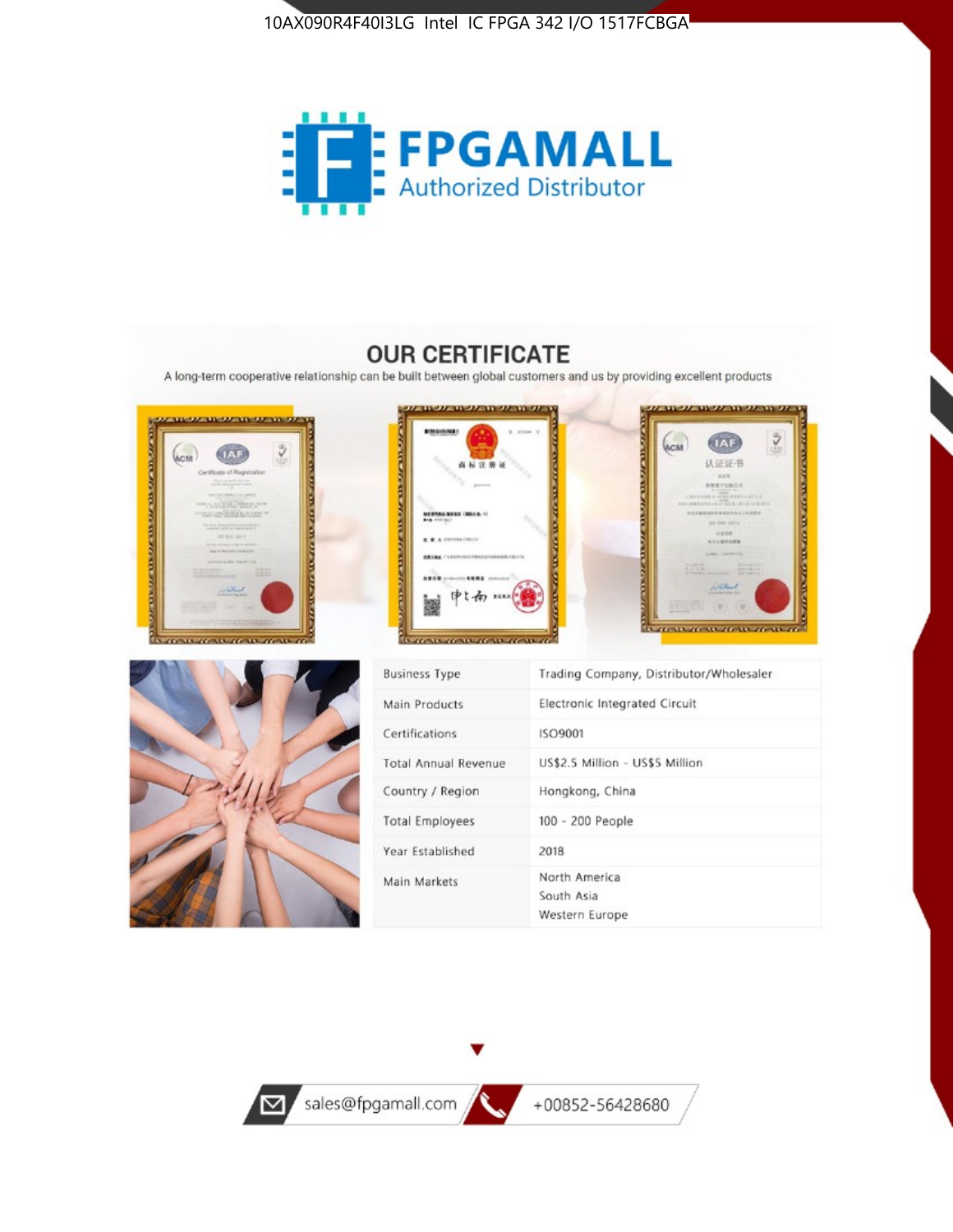FPGAMALL
Authorized Distributor

## OUR CERTIFICATE

A long-term cooperative relationship can be built between global customers and us by providing excellent products

| | |
|---|---|
| Business Type | Trading Company, Distributor/Wholesaler |
| Main Products | Electronic Integrated Circuit |
| Certifications | ISO9001 |
| Total Annual Revenue | US$2.5 Million - US$5 Million |
| Country / Region | Hongkong, China |
| Total Employees | 100 - 200 People |
| Year Established | 2018 |
| Main Markets | North America<br>South Asia<br>Western Europe |

sales@fpgamall.com

+00852-56428680